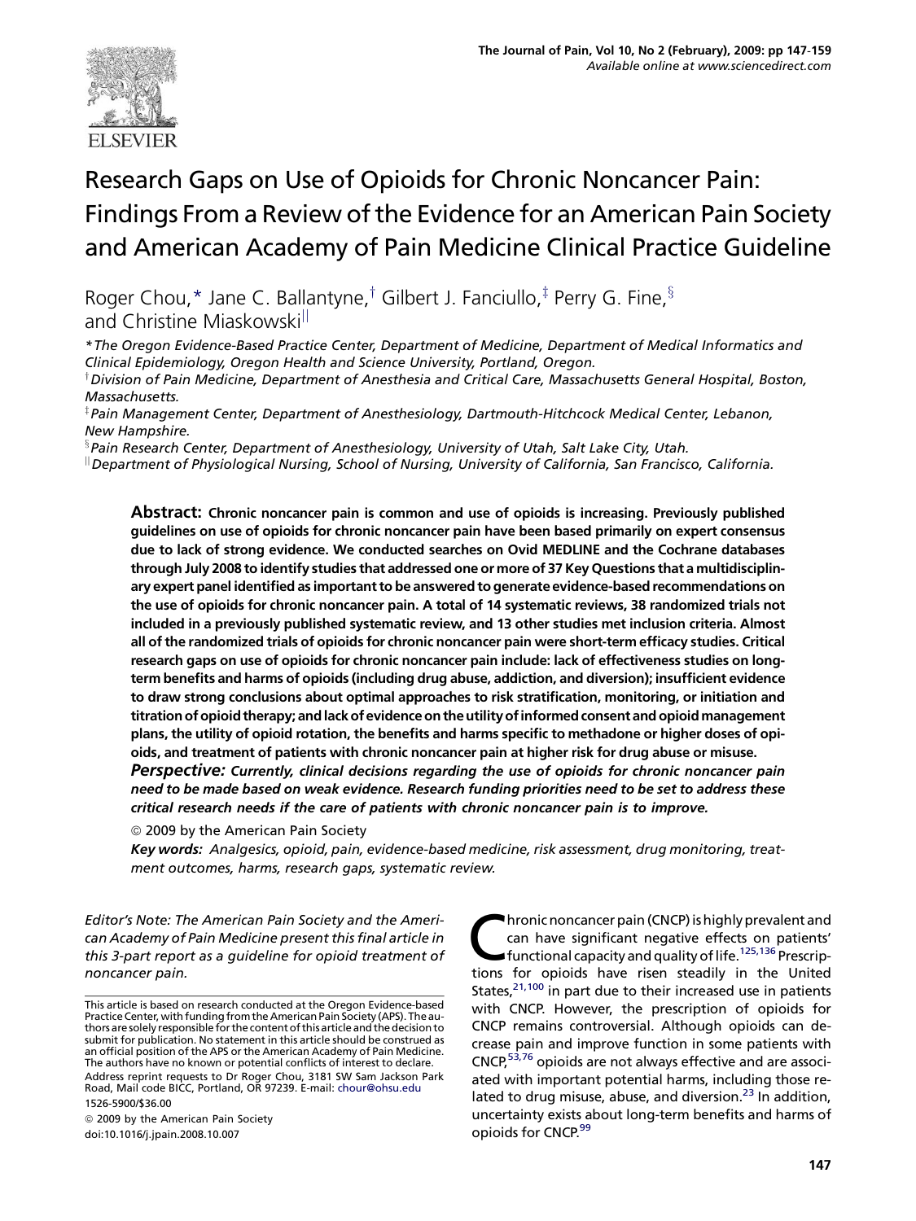# Research Gaps on Use of Opioids for Chronic Noncancer Pain: Findings From a Review of the Evidence for an American Pain Society and American Academy of Pain Medicine Clinical Practice Guideline

Roger Chou,* Jane C. Ballantyne,† Gilbert J. Fanciullo,‡ Perry G. Fine,§ and Christine Miaskowski||

*The Oregon Evidence-Based Practice Center, Department of Medicine, Department of Medical Informatics and Clinical Epidemiology, Oregon Health and Science University, Portland, Oregon.

†Division of Pain Medicine, Department of Anesthesia and Critical Care, Massachusetts General Hospital, Boston, Massachusetts.

‡Pain Management Center, Department of Anesthesiology, Dartmouth-Hitchcock Medical Center, Lebanon, New Hampshire.

§Pain Research Center, Department of Anesthesiology, University of Utah, Salt Lake City, Utah.

||Department of Physiological Nursing, School of Nursing, University of California, San Francisco, California.

**Abstract:** **Chronic noncancer pain is common and use of opioids is increasing. Previously published guidelines on use of opioids for chronic noncancer pain have been based primarily on expert consensus due to lack of strong evidence. We conducted searches on Ovid MEDLINE and the Cochrane databases through July 2008 to identify studies that addressed one or more of 37 Key Questions that a multidisciplinary expert panel identified as important to be answered to generate evidence-based recommendations on the use of opioids for chronic noncancer pain. A total of 14 systematic reviews, 38 randomized trials not included in a previously published systematic review, and 13 other studies met inclusion criteria. Almost all of the randomized trials of opioids for chronic noncancer pain were short-term efficacy studies. Critical research gaps on use of opioids for chronic noncancer pain include: lack of effectiveness studies on long-term benefits and harms of opioids (including drug abuse, addiction, and diversion); insufficient evidence to draw strong conclusions about optimal approaches to risk stratification, monitoring, or initiation and titration of opioid therapy; and lack of evidence on the utility of informed consent and opioid management plans, the utility of opioid rotation, the benefits and harms specific to methadone or higher doses of opioids, and treatment of patients with chronic noncancer pain at higher risk for drug abuse or misuse.**

***Perspective:*** ***Currently, clinical decisions regarding the use of opioids for chronic noncancer pain need to be made based on weak evidence. Research funding priorities need to be set to address these critical research needs if the care of patients with chronic noncancer pain is to improve.***

© 2009 by the American Pain Society

***Key words:*** *Analgesics, opioid, pain, evidence-based medicine, risk assessment, drug monitoring, treatment outcomes, harms, research gaps, systematic review.*

*Editor's Note: The American Pain Society and the American Academy of Pain Medicine present this final article in this 3-part report as a guideline for opioid treatment of noncancer pain.*

This article is based on research conducted at the Oregon Evidence-based Practice Center, with funding from the American Pain Society (APS). The authors are solely responsible for the content of this article and the decision to submit for publication. No statement in this article should be construed as an official position of the APS or the American Academy of Pain Medicine. The authors have no known or potential conflicts of interest to declare.

Address reprint requests to Dr Roger Chou, 3181 SW Sam Jackson Park Road, Mail code BICC, Portland, OR 97239. E-mail: chour@ohsu.edu

1526-5900/$36.00

© 2009 by the American Pain Society

doi:10.1016/j.jpain.2008.10.007

Chronic noncancer pain (CNCP) is highly prevalent and can have significant negative effects on patients' functional capacity and quality of life.[125,136] Prescriptions for opioids have risen steadily in the United States,[21,100] in part due to their increased use in patients with CNCP. However, the prescription of opioids for CNCP remains controversial. Although opioids can decrease pain and improve function in some patients with CNCP,[53,76] opioids are not always effective and are associated with important potential harms, including those related to drug misuse, abuse, and diversion.[23] In addition, uncertainty exists about long-term benefits and harms of opioids for CNCP.[99]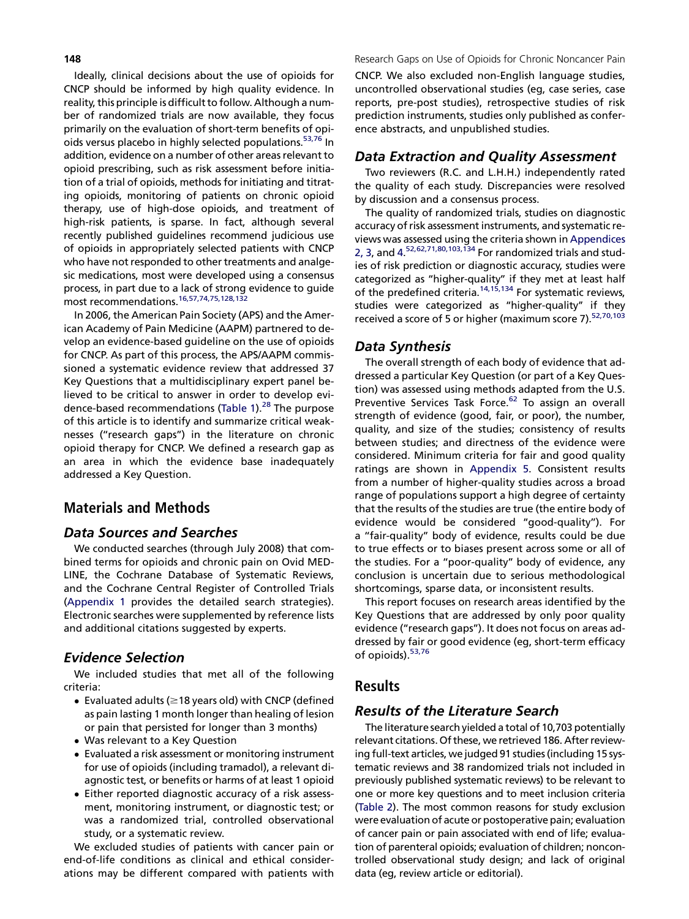Ideally, clinical decisions about the use of opioids for CNCP should be informed by high quality evidence. In reality, this principle is difficult to follow. Although a number of randomized trials are now available, they focus primarily on the evaluation of short-term benefits of opioids versus placebo in highly selected populations.[53,76] In addition, evidence on a number of other areas relevant to opioid prescribing, such as risk assessment before initiation of a trial of opioids, methods for initiating and titrating opioids, monitoring of patients on chronic opioid therapy, use of high-dose opioids, and treatment of high-risk patients, is sparse. In fact, although several recently published guidelines recommend judicious use of opioids in appropriately selected patients with CNCP who have not responded to other treatments and analgesic medications, most were developed using a consensus process, in part due to a lack of strong evidence to guide most recommendations.[16,57,74,75,128,132]

In 2006, the American Pain Society (APS) and the American Academy of Pain Medicine (AAPM) partnered to develop an evidence-based guideline on the use of opioids for CNCP. As part of this process, the APS/AAPM commissioned a systematic evidence review that addressed 37 Key Questions that a multidisciplinary expert panel believed to be critical to answer in order to develop evidence-based recommendations (Table 1).[28] The purpose of this article is to identify and summarize critical weaknesses ("research gaps") in the literature on chronic opioid therapy for CNCP. We defined a research gap as an area in which the evidence base inadequately addressed a Key Question.

## Materials and Methods

### Data Sources and Searches

We conducted searches (through July 2008) that combined terms for opioids and chronic pain on Ovid MEDLINE, the Cochrane Database of Systematic Reviews, and the Cochrane Central Register of Controlled Trials (Appendix 1 provides the detailed search strategies). Electronic searches were supplemented by reference lists and additional citations suggested by experts.

### Evidence Selection

We included studies that met all of the following criteria:

- Evaluated adults (≥18 years old) with CNCP (defined as pain lasting 1 month longer than healing of lesion or pain that persisted for longer than 3 months)
- Was relevant to a Key Question
- Evaluated a risk assessment or monitoring instrument for use of opioids (including tramadol), a relevant diagnostic test, or benefits or harms of at least 1 opioid
- Either reported diagnostic accuracy of a risk assessment, monitoring instrument, or diagnostic test; or was a randomized trial, controlled observational study, or a systematic review.

We excluded studies of patients with cancer pain or end-of-life conditions as clinical and ethical considerations may be different compared with patients with CNCP. We also excluded non-English language studies, uncontrolled observational studies (eg, case series, case reports, pre-post studies), retrospective studies of risk prediction instruments, studies only published as conference abstracts, and unpublished studies.

### Data Extraction and Quality Assessment

Two reviewers (R.C. and L.H.H.) independently rated the quality of each study. Discrepancies were resolved by discussion and a consensus process.

The quality of randomized trials, studies on diagnostic accuracy of risk assessment instruments, and systematic reviews was assessed using the criteria shown in Appendices 2, 3, and 4.[52,62,71,80,103,134] For randomized trials and studies of risk prediction or diagnostic accuracy, studies were categorized as "higher-quality" if they met at least half of the predefined criteria.[14,15,134] For systematic reviews, studies were categorized as "higher-quality" if they received a score of 5 or higher (maximum score 7).[52,70,103]

### Data Synthesis

The overall strength of each body of evidence that addressed a particular Key Question (or part of a Key Question) was assessed using methods adapted from the U.S. Preventive Services Task Force.[62] To assign an overall strength of evidence (good, fair, or poor), the number, quality, and size of the studies; consistency of results between studies; and directness of the evidence were considered. Minimum criteria for fair and good quality ratings are shown in Appendix 5. Consistent results from a number of higher-quality studies across a broad range of populations support a high degree of certainty that the results of the studies are true (the entire body of evidence would be considered "good-quality"). For a "fair-quality" body of evidence, results could be due to true effects or to biases present across some or all of the studies. For a "poor-quality" body of evidence, any conclusion is uncertain due to serious methodological shortcomings, sparse data, or inconsistent results.

This report focuses on research areas identified by the Key Questions that are addressed by only poor quality evidence ("research gaps"). It does not focus on areas addressed by fair or good evidence (eg, short-term efficacy of opioids).[53,76]

## Results

### Results of the Literature Search

The literature search yielded a total of 10,703 potentially relevant citations. Of these, we retrieved 186. After reviewing full-text articles, we judged 91 studies (including 15 systematic reviews and 38 randomized trials not included in previously published systematic reviews) to be relevant to one or more key questions and to meet inclusion criteria (Table 2). The most common reasons for study exclusion were evaluation of acute or postoperative pain; evaluation of cancer pain or pain associated with end of life; evaluation of parenteral opioids; evaluation of children; noncontrolled observational study design; and lack of original data (eg, review article or editorial).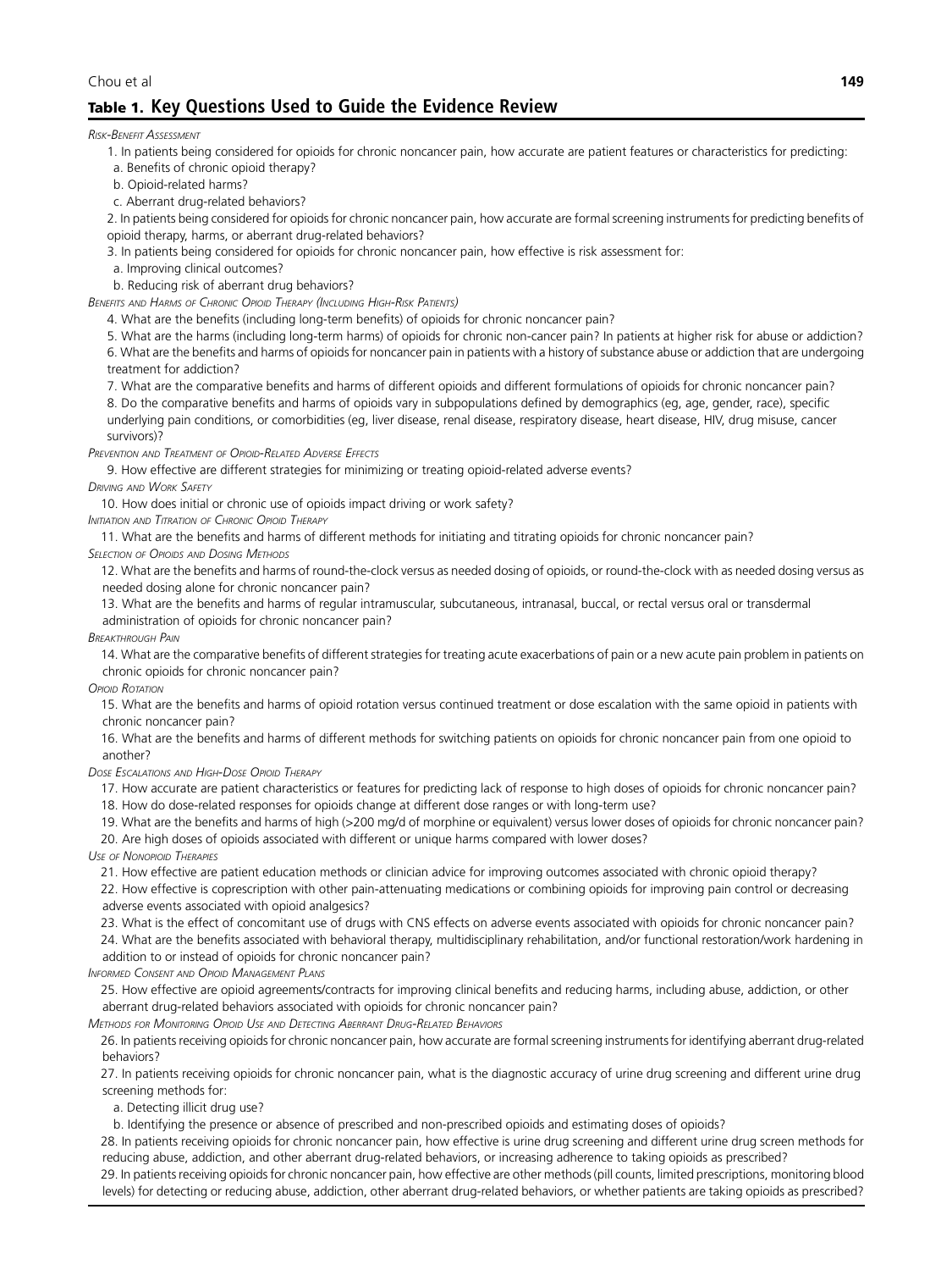## Table 1. Key Questions Used to Guide the Evidence Review

*Risk-Benefit Assessment*

1. In patients being considered for opioids for chronic noncancer pain, how accurate are patient features or characteristics for predicting:
   a. Benefits of chronic opioid therapy?
   b. Opioid-related harms?
   c. Aberrant drug-related behaviors?
2. In patients being considered for opioids for chronic noncancer pain, how accurate are formal screening instruments for predicting benefits of opioid therapy, harms, or aberrant drug-related behaviors?
3. In patients being considered for opioids for chronic noncancer pain, how effective is risk assessment for:
   a. Improving clinical outcomes?
   b. Reducing risk of aberrant drug behaviors?

*Benefits and Harms of Chronic Opioid Therapy (Including High-Risk Patients)*

4. What are the benefits (including long-term benefits) of opioids for chronic noncancer pain?
5. What are the harms (including long-term harms) of opioids for chronic non-cancer pain? In patients at higher risk for abuse or addiction?
6. What are the benefits and harms of opioids for noncancer pain in patients with a history of substance abuse or addiction that are undergoing treatment for addiction?
7. What are the comparative benefits and harms of different opioids and different formulations of opioids for chronic noncancer pain?
8. Do the comparative benefits and harms of opioids vary in subpopulations defined by demographics (eg, age, gender, race), specific underlying pain conditions, or comorbidities (eg, liver disease, renal disease, respiratory disease, heart disease, HIV, drug misuse, cancer survivors)?

*Prevention and Treatment of Opioid-Related Adverse Effects*

9. How effective are different strategies for minimizing or treating opioid-related adverse events?

*Driving and Work Safety*

10. How does initial or chronic use of opioids impact driving or work safety?

*Initiation and Titration of Chronic Opioid Therapy*

11. What are the benefits and harms of different methods for initiating and titrating opioids for chronic noncancer pain?

*Selection of Opioids and Dosing Methods*

12. What are the benefits and harms of round-the-clock versus as needed dosing of opioids, or round-the-clock with as needed dosing versus as needed dosing alone for chronic noncancer pain?
13. What are the benefits and harms of regular intramuscular, subcutaneous, intranasal, buccal, or rectal versus oral or transdermal administration of opioids for chronic noncancer pain?

*Breakthrough Pain*

14. What are the comparative benefits of different strategies for treating acute exacerbations of pain or a new acute pain problem in patients on chronic opioids for chronic noncancer pain?

*Opioid Rotation*

15. What are the benefits and harms of opioid rotation versus continued treatment or dose escalation with the same opioid in patients with chronic noncancer pain?
16. What are the benefits and harms of different methods for switching patients on opioids for chronic noncancer pain from one opioid to another?

*Dose Escalations and High-Dose Opioid Therapy*

17. How accurate are patient characteristics or features for predicting lack of response to high doses of opioids for chronic noncancer pain?
18. How do dose-related responses for opioids change at different dose ranges or with long-term use?
19. What are the benefits and harms of high (>200 mg/d of morphine or equivalent) versus lower doses of opioids for chronic noncancer pain?
20. Are high doses of opioids associated with different or unique harms compared with lower doses?

*Use of Nonopioid Therapies*

21. How effective are patient education methods or clinician advice for improving outcomes associated with chronic opioid therapy?
22. How effective is coprescription with other pain-attenuating medications or combining opioids for improving pain control or decreasing adverse events associated with opioid analgesics?
23. What is the effect of concomitant use of drugs with CNS effects on adverse events associated with opioids for chronic noncancer pain?
24. What are the benefits associated with behavioral therapy, multidisciplinary rehabilitation, and/or functional restoration/work hardening in addition to or instead of opioids for chronic noncancer pain?

*Informed Consent and Opioid Management Plans*

25. How effective are opioid agreements/contracts for improving clinical benefits and reducing harms, including abuse, addiction, or other aberrant drug-related behaviors associated with opioids for chronic noncancer pain?

*Methods for Monitoring Opioid Use and Detecting Aberrant Drug-Related Behaviors*

26. In patients receiving opioids for chronic noncancer pain, how accurate are formal screening instruments for identifying aberrant drug-related behaviors?
27. In patients receiving opioids for chronic noncancer pain, what is the diagnostic accuracy of urine drug screening and different urine drug screening methods for:
    a. Detecting illicit drug use?
    b. Identifying the presence or absence of prescribed and non-prescribed opioids and estimating doses of opioids?
28. In patients receiving opioids for chronic noncancer pain, how effective is urine drug screening and different urine drug screen methods for reducing abuse, addiction, and other aberrant drug-related behaviors, or increasing adherence to taking opioids as prescribed?
29. In patients receiving opioids for chronic noncancer pain, how effective are other methods (pill counts, limited prescriptions, monitoring blood levels) for detecting or reducing abuse, addiction, other aberrant drug-related behaviors, or whether patients are taking opioids as prescribed?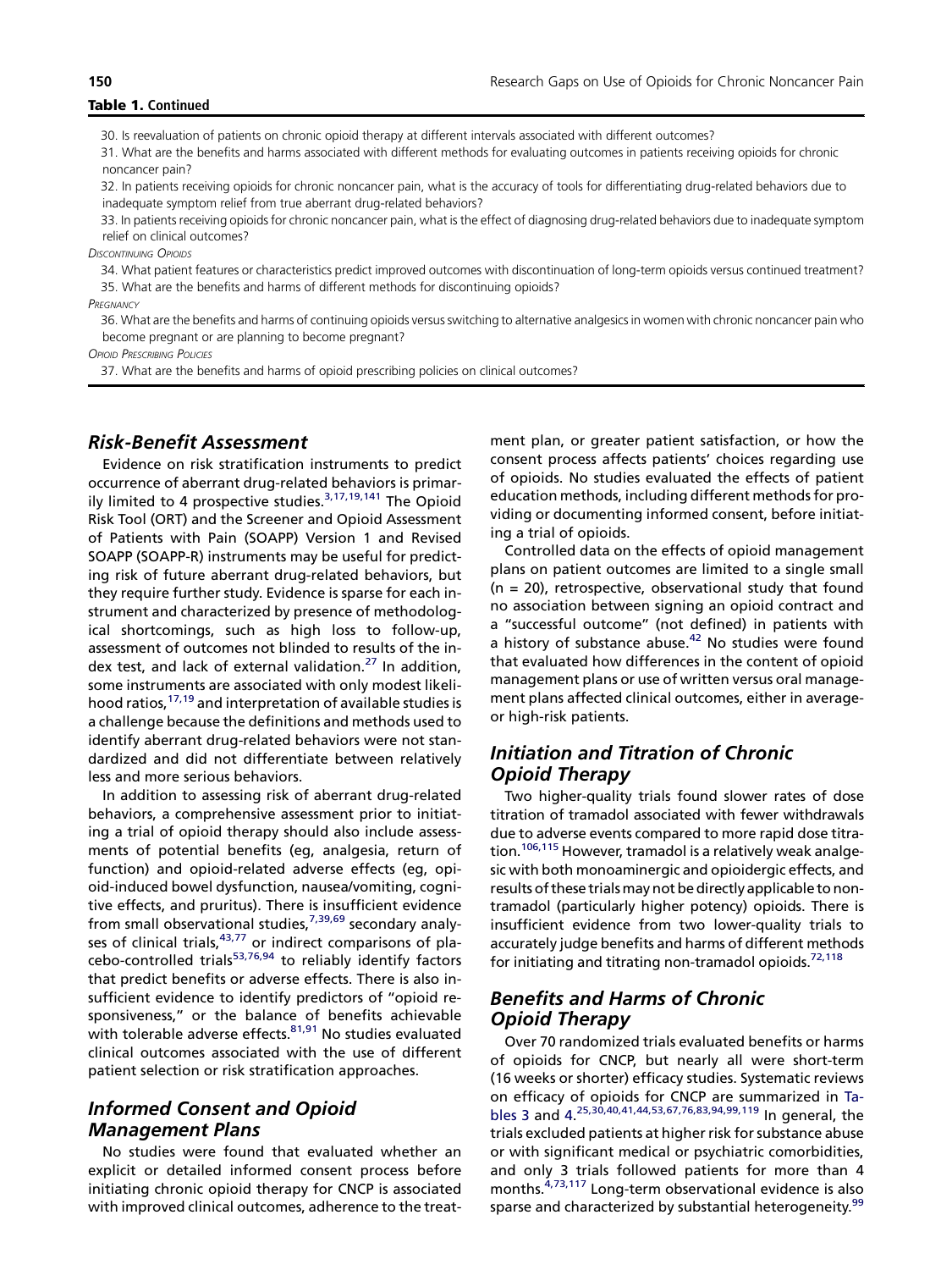**Table 1. Continued**

| |
|---|
| 30. Is reevaluation of patients on chronic opioid therapy at different intervals associated with different outcomes? |
| 31. What are the benefits and harms associated with different methods for evaluating outcomes in patients receiving opioids for chronic noncancer pain? |
| 32. In patients receiving opioids for chronic noncancer pain, what is the accuracy of tools for differentiating drug-related behaviors due to inadequate symptom relief from true aberrant drug-related behaviors? |
| 33. In patients receiving opioids for chronic noncancer pain, what is the effect of diagnosing drug-related behaviors due to inadequate symptom relief on clinical outcomes? |
| *Discontinuing Opioids* |
| 34. What patient features or characteristics predict improved outcomes with discontinuation of long-term opioids versus continued treatment? |
| 35. What are the benefits and harms of different methods for discontinuing opioids? |
| *Pregnancy* |
| 36. What are the benefits and harms of continuing opioids versus switching to alternative analgesics in women with chronic noncancer pain who become pregnant or are planning to become pregnant? |
| *Opioid Prescribing Policies* |
| 37. What are the benefits and harms of opioid prescribing policies on clinical outcomes? |

## Risk-Benefit Assessment

Evidence on risk stratification instruments to predict occurrence of aberrant drug-related behaviors is primarily limited to 4 prospective studies.[3,17,19,141] The Opioid Risk Tool (ORT) and the Screener and Opioid Assessment of Patients with Pain (SOAPP) Version 1 and Revised SOAPP (SOAPP-R) instruments may be useful for predicting risk of future aberrant drug-related behaviors, but they require further study. Evidence is sparse for each instrument and characterized by presence of methodological shortcomings, such as high loss to follow-up, assessment of outcomes not blinded to results of the index test, and lack of external validation.[27] In addition, some instruments are associated with only modest likelihood ratios,[17,19] and interpretation of available studies is a challenge because the definitions and methods used to identify aberrant drug-related behaviors were not standardized and did not differentiate between relatively less and more serious behaviors.

In addition to assessing risk of aberrant drug-related behaviors, a comprehensive assessment prior to initiating a trial of opioid therapy should also include assessments of potential benefits (eg, analgesia, return of function) and opioid-related adverse effects (eg, opioid-induced bowel dysfunction, nausea/vomiting, cognitive effects, and pruritus). There is insufficient evidence from small observational studies,[7,39,69] secondary analyses of clinical trials,[43,77] or indirect comparisons of placebo-controlled trials[53,76,94] to reliably identify factors that predict benefits or adverse effects. There is also insufficient evidence to identify predictors of "opioid responsiveness," or the balance of benefits achievable with tolerable adverse effects.[81,91] No studies evaluated clinical outcomes associated with the use of different patient selection or risk stratification approaches.

## Informed Consent and Opioid Management Plans

No studies were found that evaluated whether an explicit or detailed informed consent process before initiating chronic opioid therapy for CNCP is associated with improved clinical outcomes, adherence to the treatment plan, or greater patient satisfaction, or how the consent process affects patients' choices regarding use of opioids. No studies evaluated the effects of patient education methods, including different methods for providing or documenting informed consent, before initiating a trial of opioids.

Controlled data on the effects of opioid management plans on patient outcomes are limited to a single small (n = 20), retrospective, observational study that found no association between signing an opioid contract and a "successful outcome" (not defined) in patients with a history of substance abuse.[42] No studies were found that evaluated how differences in the content of opioid management plans or use of written versus oral management plans affected clinical outcomes, either in average- or high-risk patients.

## Initiation and Titration of Chronic Opioid Therapy

Two higher-quality trials found slower rates of dose titration of tramadol associated with fewer withdrawals due to adverse events compared to more rapid dose titration.[106,115] However, tramadol is a relatively weak analgesic with both monoaminergic and opioidergic effects, and results of these trials may not be directly applicable to non-tramadol (particularly higher potency) opioids. There is insufficient evidence from two lower-quality trials to accurately judge benefits and harms of different methods for initiating and titrating non-tramadol opioids.[72,118]

## Benefits and Harms of Chronic Opioid Therapy

Over 70 randomized trials evaluated benefits or harms of opioids for CNCP, but nearly all were short-term (16 weeks or shorter) efficacy studies. Systematic reviews on efficacy of opioids for CNCP are summarized in Tables 3 and 4.[25,30,40,41,44,53,67,76,83,94,99,119] In general, the trials excluded patients at higher risk for substance abuse or with significant medical or psychiatric comorbidities, and only 3 trials followed patients for more than 4 months.[4,73,117] Long-term observational evidence is also sparse and characterized by substantial heterogeneity.[99]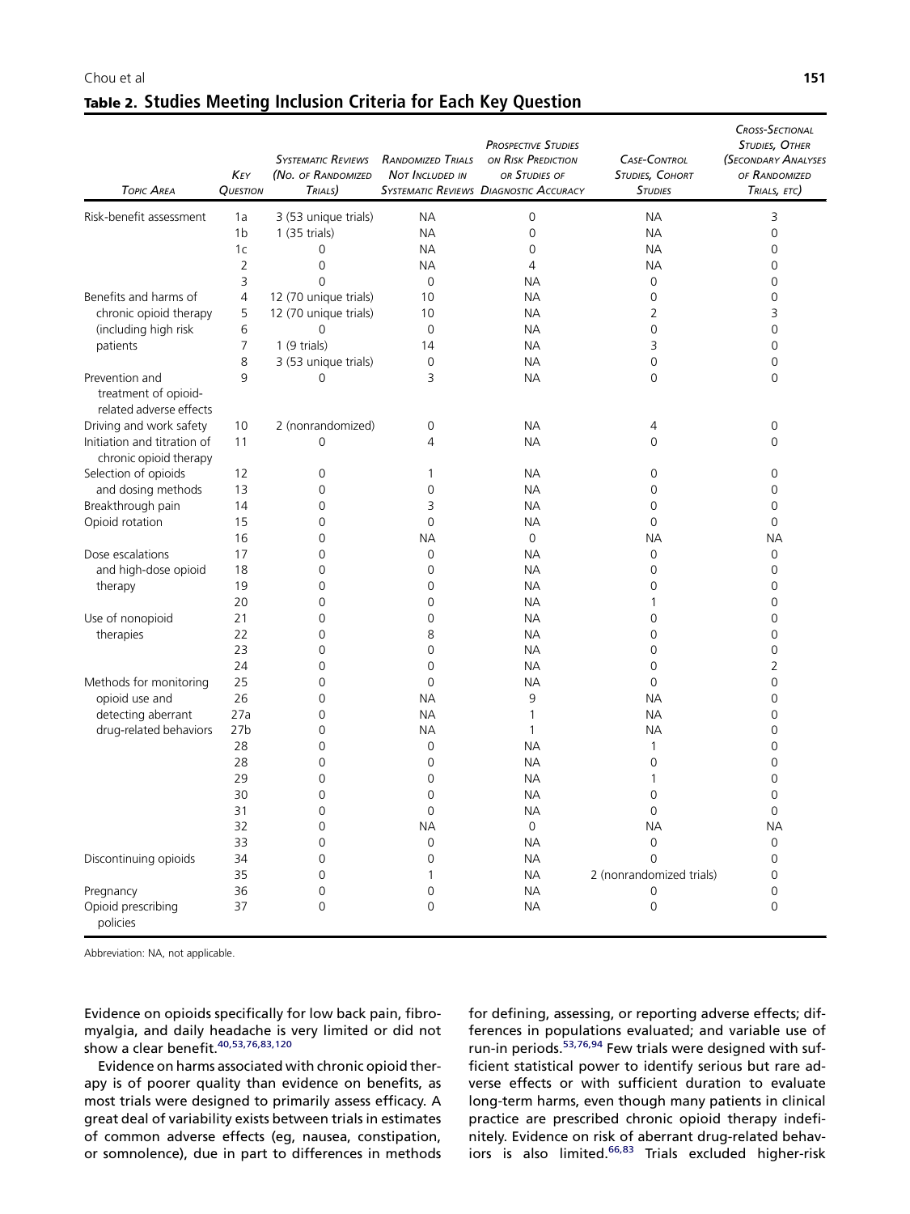## Table 2. Studies Meeting Inclusion Criteria for Each Key Question

| Topic Area | Key Question | Systematic Reviews (No. of Randomized Trials) | Randomized Trials Not Included in Systematic Reviews | Prospective Studies on Risk Prediction or Studies of Diagnostic Accuracy | Case-Control Studies, Cohort Studies | Cross-Sectional Studies, Other (Secondary Analyses of Randomized Trials, etc) |
|---|---|---|---|---|---|---|
| Risk-benefit assessment | 1a | 3 (53 unique trials) | NA | 0 | NA | 3 |
| | 1b | 1 (35 trials) | NA | 0 | NA | 0 |
| | 1c | 0 | NA | 0 | NA | 0 |
| | 2 | 0 | NA | 4 | NA | 0 |
| | 3 | 0 | 0 | NA | 0 | 0 |
| Benefits and harms of chronic opioid therapy (including high risk patients | 4 | 12 (70 unique trials) | 10 | NA | 0 | 0 |
| | 5 | 12 (70 unique trials) | 10 | NA | 2 | 3 |
| | 6 | 0 | 0 | NA | 0 | 0 |
| | 7 | 1 (9 trials) | 14 | NA | 3 | 0 |
| | 8 | 3 (53 unique trials) | 0 | NA | 0 | 0 |
| Prevention and treatment of opioid-related adverse effects | 9 | 0 | 3 | NA | 0 | 0 |
| Driving and work safety | 10 | 2 (nonrandomized) | 0 | NA | 4 | 0 |
| Initiation and titration of chronic opioid therapy | 11 | 0 | 4 | NA | 0 | 0 |
| Selection of opioids and dosing methods | 12 | 0 | 1 | NA | 0 | 0 |
| | 13 | 0 | 0 | NA | 0 | 0 |
| Breakthrough pain | 14 | 0 | 3 | NA | 0 | 0 |
| Opioid rotation | 15 | 0 | 0 | NA | 0 | 0 |
| | 16 | 0 | NA | 0 | NA | NA |
| Dose escalations and high-dose opioid therapy | 17 | 0 | 0 | NA | 0 | 0 |
| | 18 | 0 | 0 | NA | 0 | 0 |
| | 19 | 0 | 0 | NA | 0 | 0 |
| | 20 | 0 | 0 | NA | 1 | 0 |
| Use of nonopioid therapies | 21 | 0 | 0 | NA | 0 | 0 |
| | 22 | 0 | 8 | NA | 0 | 0 |
| | 23 | 0 | 0 | NA | 0 | 0 |
| | 24 | 0 | 0 | NA | 0 | 2 |
| Methods for monitoring opioid use and detecting aberrant drug-related behaviors | 25 | 0 | 0 | NA | 0 | 0 |
| | 26 | 0 | NA | 9 | NA | 0 |
| | 27a | 0 | NA | 1 | NA | 0 |
| | 27b | 0 | NA | 1 | NA | 0 |
| | 28 | 0 | 0 | NA | 1 | 0 |
| | 28 | 0 | 0 | NA | 0 | 0 |
| | 29 | 0 | 0 | NA | 1 | 0 |
| | 30 | 0 | 0 | NA | 0 | 0 |
| | 31 | 0 | 0 | NA | 0 | 0 |
| | 32 | 0 | NA | 0 | NA | NA |
| | 33 | 0 | 0 | NA | 0 | 0 |
| Discontinuing opioids | 34 | 0 | 0 | NA | 0 | 0 |
| | 35 | 0 | 1 | NA | 2 (nonrandomized trials) | 0 |
| Pregnancy | 36 | 0 | 0 | NA | 0 | 0 |
| Opioid prescribing policies | 37 | 0 | 0 | NA | 0 | 0 |

Abbreviation: NA, not applicable.

Evidence on opioids specifically for low back pain, fibromyalgia, and daily headache is very limited or did not show a clear benefit.[40,53,76,83,120]

Evidence on harms associated with chronic opioid therapy is of poorer quality than evidence on benefits, as most trials were designed to primarily assess efficacy. A great deal of variability exists between trials in estimates of common adverse effects (eg, nausea, constipation, or somnolence), due in part to differences in methods for defining, assessing, or reporting adverse effects; differences in populations evaluated; and variable use of run-in periods.[53,76,94] Few trials were designed with sufficient statistical power to identify serious but rare adverse effects or with sufficient duration to evaluate long-term harms, even though many patients in clinical practice are prescribed chronic opioid therapy indefinitely. Evidence on risk of aberrant drug-related behaviors is also limited.[66,83] Trials excluded higher-risk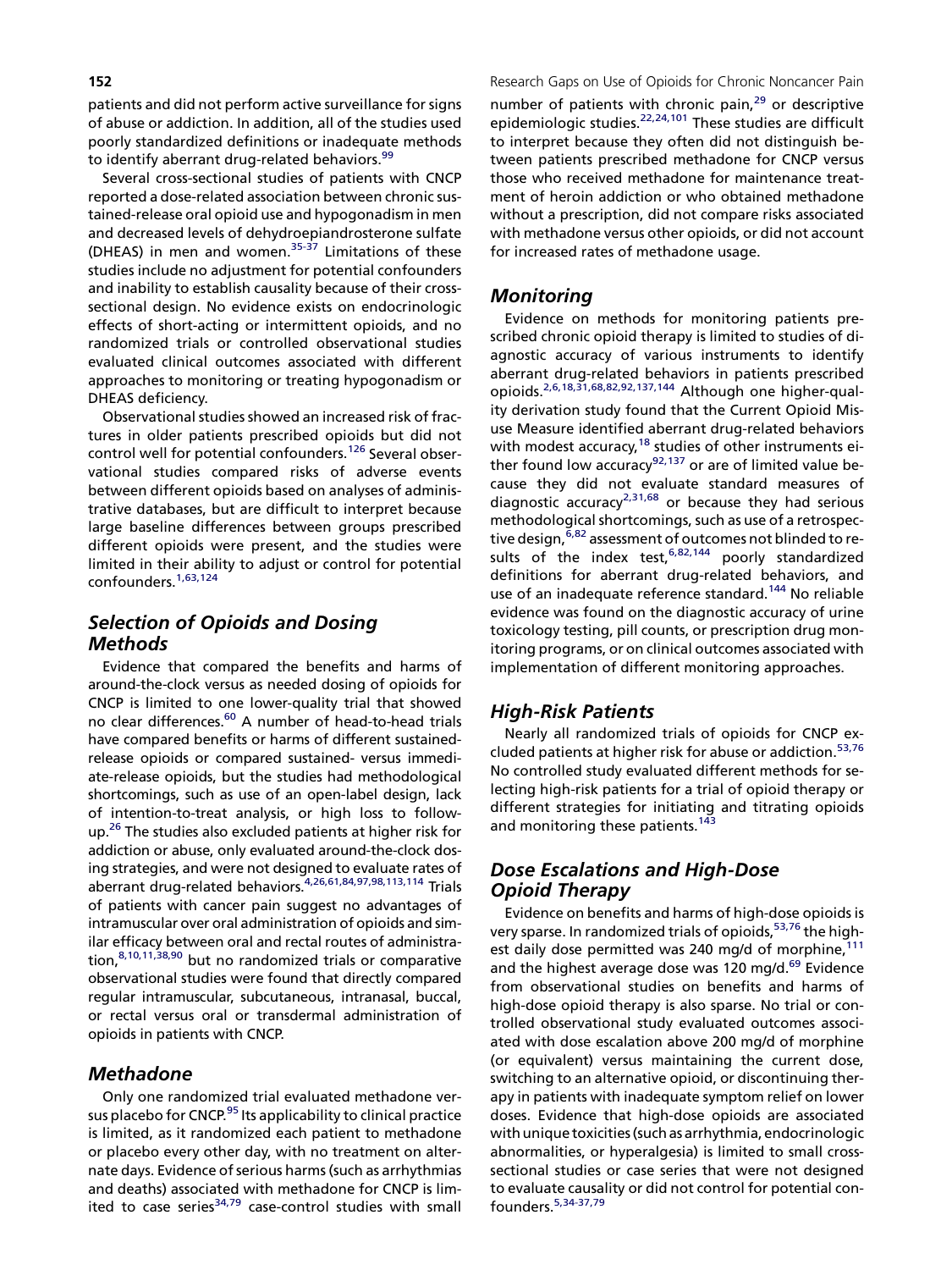patients and did not perform active surveillance for signs of abuse or addiction. In addition, all of the studies used poorly standardized definitions or inadequate methods to identify aberrant drug-related behaviors.[99]

Several cross-sectional studies of patients with CNCP reported a dose-related association between chronic sustained-release oral opioid use and hypogonadism in men and decreased levels of dehydroepiandrosterone sulfate (DHEAS) in men and women.[35-37] Limitations of these studies include no adjustment for potential confounders and inability to establish causality because of their cross-sectional design. No evidence exists on endocrinologic effects of short-acting or intermittent opioids, and no randomized trials or controlled observational studies evaluated clinical outcomes associated with different approaches to monitoring or treating hypogonadism or DHEAS deficiency.

Observational studies showed an increased risk of fractures in older patients prescribed opioids but did not control well for potential confounders.[126] Several observational studies compared risks of adverse events between different opioids based on analyses of administrative databases, but are difficult to interpret because large baseline differences between groups prescribed different opioids were present, and the studies were limited in their ability to adjust or control for potential confounders.[1,63,124]

## Selection of Opioids and Dosing Methods

Evidence that compared the benefits and harms of around-the-clock versus as needed dosing of opioids for CNCP is limited to one lower-quality trial that showed no clear differences.[60] A number of head-to-head trials have compared benefits or harms of different sustained-release opioids or compared sustained- versus immediate-release opioids, but the studies had methodological shortcomings, such as use of an open-label design, lack of intention-to-treat analysis, or high loss to follow-up.[26] The studies also excluded patients at higher risk for addiction or abuse, only evaluated around-the-clock dosing strategies, and were not designed to evaluate rates of aberrant drug-related behaviors.[4,26,61,84,97,98,113,114] Trials of patients with cancer pain suggest no advantages of intramuscular over oral administration of opioids and similar efficacy between oral and rectal routes of administration,[8,10,11,38,90] but no randomized trials or comparative observational studies were found that directly compared regular intramuscular, subcutaneous, intranasal, buccal, or rectal versus oral or transdermal administration of opioids in patients with CNCP.

## Methadone

Only one randomized trial evaluated methadone versus placebo for CNCP.[95] Its applicability to clinical practice is limited, as it randomized each patient to methadone or placebo every other day, with no treatment on alternate days. Evidence of serious harms (such as arrhythmias and deaths) associated with methadone for CNCP is limited to case series[34,79] case-control studies with small number of patients with chronic pain,[29] or descriptive epidemiologic studies.[22,24,101] These studies are difficult to interpret because they often did not distinguish between patients prescribed methadone for CNCP versus those who received methadone for maintenance treatment of heroin addiction or who obtained methadone without a prescription, did not compare risks associated with methadone versus other opioids, or did not account for increased rates of methadone usage.

## Monitoring

Evidence on methods for monitoring patients prescribed chronic opioid therapy is limited to studies of diagnostic accuracy of various instruments to identify aberrant drug-related behaviors in patients prescribed opioids.[2,6,18,31,68,82,92,137,144] Although one higher-quality derivation study found that the Current Opioid Misuse Measure identified aberrant drug-related behaviors with modest accuracy,[18] studies of other instruments either found low accuracy[92,137] or are of limited value because they did not evaluate standard measures of diagnostic accuracy[2,31,68] or because they had serious methodological shortcomings, such as use of a retrospective design,[6,82] assessment of outcomes not blinded to results of the index test,[6,82,144] poorly standardized definitions for aberrant drug-related behaviors, and use of an inadequate reference standard.[144] No reliable evidence was found on the diagnostic accuracy of urine toxicology testing, pill counts, or prescription drug monitoring programs, or on clinical outcomes associated with implementation of different monitoring approaches.

## High-Risk Patients

Nearly all randomized trials of opioids for CNCP excluded patients at higher risk for abuse or addiction.[53,76] No controlled study evaluated different methods for selecting high-risk patients for a trial of opioid therapy or different strategies for initiating and titrating opioids and monitoring these patients.[143]

## Dose Escalations and High-Dose Opioid Therapy

Evidence on benefits and harms of high-dose opioids is very sparse. In randomized trials of opioids,[53,76] the highest daily dose permitted was 240 mg/d of morphine,[111] and the highest average dose was 120 mg/d.[69] Evidence from observational studies on benefits and harms of high-dose opioid therapy is also sparse. No trial or controlled observational study evaluated outcomes associated with dose escalation above 200 mg/d of morphine (or equivalent) versus maintaining the current dose, switching to an alternative opioid, or discontinuing therapy in patients with inadequate symptom relief on lower doses. Evidence that high-dose opioids are associated with unique toxicities (such as arrhythmia, endocrinologic abnormalities, or hyperalgesia) is limited to small cross-sectional studies or case series that were not designed to evaluate causality or did not control for potential confounders.[5,34-37,79]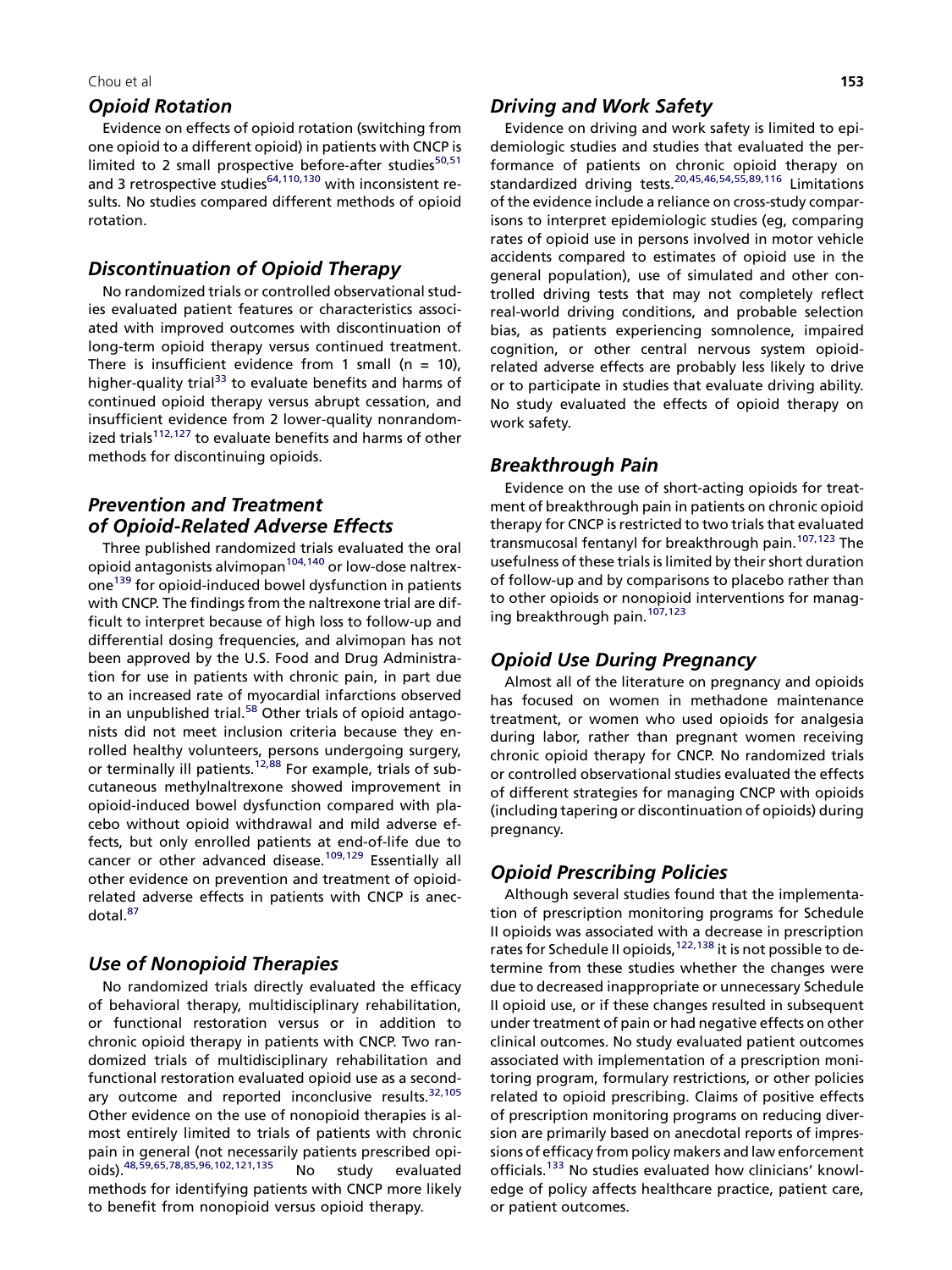## Opioid Rotation

Evidence on effects of opioid rotation (switching from one opioid to a different opioid) in patients with CNCP is limited to 2 small prospective before-after studies[50,51] and 3 retrospective studies[64,110,130] with inconsistent results. No studies compared different methods of opioid rotation.

## Discontinuation of Opioid Therapy

No randomized trials or controlled observational studies evaluated patient features or characteristics associated with improved outcomes with discontinuation of long-term opioid therapy versus continued treatment. There is insufficient evidence from 1 small (n = 10), higher-quality trial[33] to evaluate benefits and harms of continued opioid therapy versus abrupt cessation, and insufficient evidence from 2 lower-quality nonrandomized trials[112,127] to evaluate benefits and harms of other methods for discontinuing opioids.

## Prevention and Treatment of Opioid-Related Adverse Effects

Three published randomized trials evaluated the oral opioid antagonists alvimopan[104,140] or low-dose naltrexone[139] for opioid-induced bowel dysfunction in patients with CNCP. The findings from the naltrexone trial are difficult to interpret because of high loss to follow-up and differential dosing frequencies, and alvimopan has not been approved by the U.S. Food and Drug Administration for use in patients with chronic pain, in part due to an increased rate of myocardial infarctions observed in an unpublished trial.[58] Other trials of opioid antagonists did not meet inclusion criteria because they enrolled healthy volunteers, persons undergoing surgery, or terminally ill patients.[12,88] For example, trials of subcutaneous methylnaltrexone showed improvement in opioid-induced bowel dysfunction compared with placebo without opioid withdrawal and mild adverse effects, but only enrolled patients at end-of-life due to cancer or other advanced disease.[109,129] Essentially all other evidence on prevention and treatment of opioid-related adverse effects in patients with CNCP is anecdotal.[87]

## Use of Nonopioid Therapies

No randomized trials directly evaluated the efficacy of behavioral therapy, multidisciplinary rehabilitation, or functional restoration versus or in addition to chronic opioid therapy in patients with CNCP. Two randomized trials of multidisciplinary rehabilitation and functional restoration evaluated opioid use as a secondary outcome and reported inconclusive results.[32,105] Other evidence on the use of nonopioid therapies is almost entirely limited to trials of patients with chronic pain in general (not necessarily patients prescribed opioids).[48,59,65,78,85,96,102,121,135] No study evaluated methods for identifying patients with CNCP more likely to benefit from nonopioid versus opioid therapy.

## Driving and Work Safety

Evidence on driving and work safety is limited to epidemiologic studies and studies that evaluated the performance of patients on chronic opioid therapy on standardized driving tests.[20,45,46,54,55,89,116] Limitations of the evidence include a reliance on cross-study comparisons to interpret epidemiologic studies (eg, comparing rates of opioid use in persons involved in motor vehicle accidents compared to estimates of opioid use in the general population), use of simulated and other controlled driving tests that may not completely reflect real-world driving conditions, and probable selection bias, as patients experiencing somnolence, impaired cognition, or other central nervous system opioid-related adverse effects are probably less likely to drive or to participate in studies that evaluate driving ability. No study evaluated the effects of opioid therapy on work safety.

## Breakthrough Pain

Evidence on the use of short-acting opioids for treatment of breakthrough pain in patients on chronic opioid therapy for CNCP is restricted to two trials that evaluated transmucosal fentanyl for breakthrough pain.[107,123] The usefulness of these trials is limited by their short duration of follow-up and by comparisons to placebo rather than to other opioids or nonopioid interventions for managing breakthrough pain.[107,123]

## Opioid Use During Pregnancy

Almost all of the literature on pregnancy and opioids has focused on women in methadone maintenance treatment, or women who used opioids for analgesia during labor, rather than pregnant women receiving chronic opioid therapy for CNCP. No randomized trials or controlled observational studies evaluated the effects of different strategies for managing CNCP with opioids (including tapering or discontinuation of opioids) during pregnancy.

## Opioid Prescribing Policies

Although several studies found that the implementation of prescription monitoring programs for Schedule II opioids was associated with a decrease in prescription rates for Schedule II opioids,[122,138] it is not possible to determine from these studies whether the changes were due to decreased inappropriate or unnecessary Schedule II opioid use, or if these changes resulted in subsequent under treatment of pain or had negative effects on other clinical outcomes. No study evaluated patient outcomes associated with implementation of a prescription monitoring program, formulary restrictions, or other policies related to opioid prescribing. Claims of positive effects of prescription monitoring programs on reducing diversion are primarily based on anecdotal reports of impressions of efficacy from policy makers and law enforcement officials.[133] No studies evaluated how clinicians' knowledge of policy affects healthcare practice, patient care, or patient outcomes.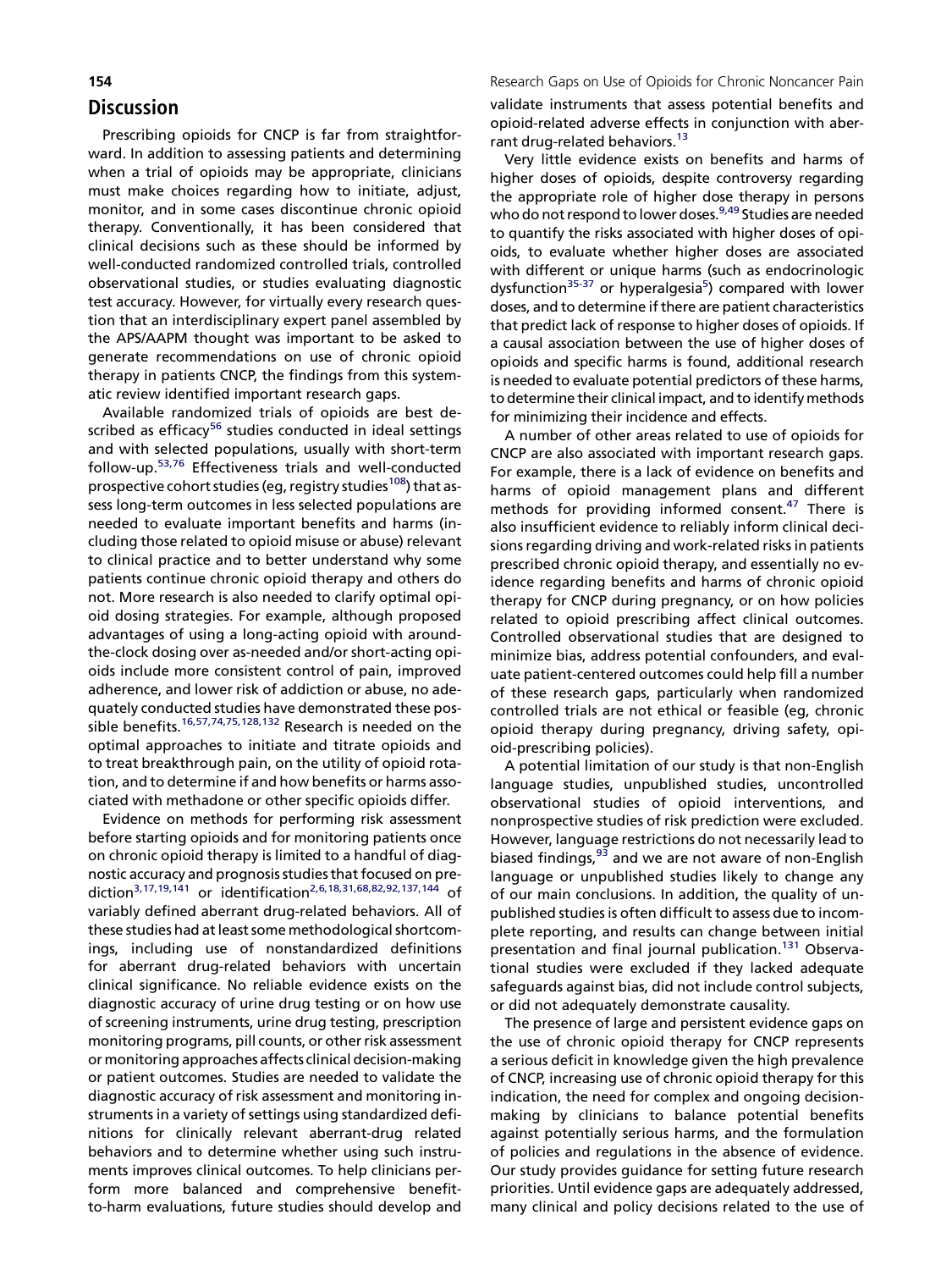## Discussion

Prescribing opioids for CNCP is far from straightforward. In addition to assessing patients and determining when a trial of opioids may be appropriate, clinicians must make choices regarding how to initiate, adjust, monitor, and in some cases discontinue chronic opioid therapy. Conventionally, it has been considered that clinical decisions such as these should be informed by well-conducted randomized controlled trials, controlled observational studies, or studies evaluating diagnostic test accuracy. However, for virtually every research question that an interdisciplinary expert panel assembled by the APS/AAPM thought was important to be asked to generate recommendations on use of chronic opioid therapy in patients CNCP, the findings from this systematic review identified important research gaps.

Available randomized trials of opioids are best described as efficacy[56] studies conducted in ideal settings and with selected populations, usually with short-term follow-up.[53,76] Effectiveness trials and well-conducted prospective cohort studies (eg, registry studies[108]) that assess long-term outcomes in less selected populations are needed to evaluate important benefits and harms (including those related to opioid misuse or abuse) relevant to clinical practice and to better understand why some patients continue chronic opioid therapy and others do not. More research is also needed to clarify optimal opioid dosing strategies. For example, although proposed advantages of using a long-acting opioid with around-the-clock dosing over as-needed and/or short-acting opioids include more consistent control of pain, improved adherence, and lower risk of addiction or abuse, no adequately conducted studies have demonstrated these possible benefits.[16,57,74,75,128,132] Research is needed on the optimal approaches to initiate and titrate opioids and to treat breakthrough pain, on the utility of opioid rotation, and to determine if and how benefits or harms associated with methadone or other specific opioids differ.

Evidence on methods for performing risk assessment before starting opioids and for monitoring patients once on chronic opioid therapy is limited to a handful of diagnostic accuracy and prognosis studies that focused on prediction[3,17,19,141] or identification[2,6,18,31,68,82,92,137,144] of variably defined aberrant drug-related behaviors. All of these studies had at least some methodological shortcomings, including use of nonstandardized definitions for aberrant drug-related behaviors with uncertain clinical significance. No reliable evidence exists on the diagnostic accuracy of urine drug testing or on how use of screening instruments, urine drug testing, prescription monitoring programs, pill counts, or other risk assessment or monitoring approaches affects clinical decision-making or patient outcomes. Studies are needed to validate the diagnostic accuracy of risk assessment and monitoring instruments in a variety of settings using standardized definitions for clinically relevant aberrant-drug related behaviors and to determine whether using such instruments improves clinical outcomes. To help clinicians perform more balanced and comprehensive benefit-to-harm evaluations, future studies should develop and validate instruments that assess potential benefits and opioid-related adverse effects in conjunction with aberrant drug-related behaviors.[13]

Very little evidence exists on benefits and harms of higher doses of opioids, despite controversy regarding the appropriate role of higher dose therapy in persons who do not respond to lower doses.[9,49] Studies are needed to quantify the risks associated with higher doses of opioids, to evaluate whether higher doses are associated with different or unique harms (such as endocrinologic dysfunction[35-37] or hyperalgesia[5]) compared with lower doses, and to determine if there are patient characteristics that predict lack of response to higher doses of opioids. If a causal association between the use of higher doses of opioids and specific harms is found, additional research is needed to evaluate potential predictors of these harms, to determine their clinical impact, and to identify methods for minimizing their incidence and effects.

A number of other areas related to use of opioids for CNCP are also associated with important research gaps. For example, there is a lack of evidence on benefits and harms of opioid management plans and different methods for providing informed consent.[47] There is also insufficient evidence to reliably inform clinical decisions regarding driving and work-related risks in patients prescribed chronic opioid therapy, and essentially no evidence regarding benefits and harms of chronic opioid therapy for CNCP during pregnancy, or on how policies related to opioid prescribing affect clinical outcomes. Controlled observational studies that are designed to minimize bias, address potential confounders, and evaluate patient-centered outcomes could help fill a number of these research gaps, particularly when randomized controlled trials are not ethical or feasible (eg, chronic opioid therapy during pregnancy, driving safety, opioid-prescribing policies).

A potential limitation of our study is that non-English language studies, unpublished studies, uncontrolled observational studies of opioid interventions, and nonprospective studies of risk prediction were excluded. However, language restrictions do not necessarily lead to biased findings,[93] and we are not aware of non-English language or unpublished studies likely to change any of our main conclusions. In addition, the quality of unpublished studies is often difficult to assess due to incomplete reporting, and results can change between initial presentation and final journal publication.[131] Observational studies were excluded if they lacked adequate safeguards against bias, did not include control subjects, or did not adequately demonstrate causality.

The presence of large and persistent evidence gaps on the use of chronic opioid therapy for CNCP represents a serious deficit in knowledge given the high prevalence of CNCP, increasing use of chronic opioid therapy for this indication, the need for complex and ongoing decision-making by clinicians to balance potential benefits against potentially serious harms, and the formulation of policies and regulations in the absence of evidence. Our study provides guidance for setting future research priorities. Until evidence gaps are adequately addressed, many clinical and policy decisions related to the use of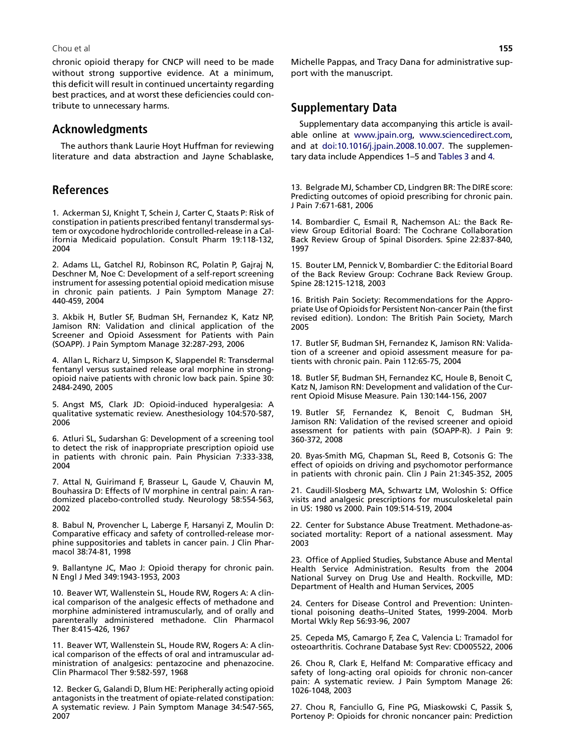chronic opioid therapy for CNCP will need to be made without strong supportive evidence. At a minimum, this deficit will result in continued uncertainty regarding best practices, and at worst these deficiencies could contribute to unnecessary harms.

## Acknowledgments

The authors thank Laurie Hoyt Huffman for reviewing literature and data abstraction and Jayne Schablaske, Michelle Pappas, and Tracy Dana for administrative support with the manuscript.

## Supplementary Data

Supplementary data accompanying this article is available online at www.jpain.org, www.sciencedirect.com, and at doi:10.1016/j.jpain.2008.10.007. The supplementary data include Appendices 1–5 and Tables 3 and 4.

## References

1. Ackerman SJ, Knight T, Schein J, Carter C, Staats P: Risk of constipation in patients prescribed fentanyl transdermal system or oxycodone hydrochloride controlled-release in a California Medicaid population. Consult Pharm 19:118-132, 2004

2. Adams LL, Gatchel RJ, Robinson RC, Polatin P, Gajraj N, Deschner M, Noe C: Development of a self-report screening instrument for assessing potential opioid medication misuse in chronic pain patients. J Pain Symptom Manage 27: 440-459, 2004

3. Akbik H, Butler SF, Budman SH, Fernandez K, Katz NP, Jamison RN: Validation and clinical application of the Screener and Opioid Assessment for Patients with Pain (SOAPP). J Pain Symptom Manage 32:287-293, 2006

4. Allan L, Richarz U, Simpson K, Slappendel R: Transdermal fentanyl versus sustained release oral morphine in strong-opioid naive patients with chronic low back pain. Spine 30: 2484-2490, 2005

5. Angst MS, Clark JD: Opioid-induced hyperalgesia: A qualitative systematic review. Anesthesiology 104:570-587, 2006

6. Atluri SL, Sudarshan G: Development of a screening tool to detect the risk of inappropriate prescription opioid use in patients with chronic pain. Pain Physician 7:333-338, 2004

7. Attal N, Guirimand F, Brasseur L, Gaude V, Chauvin M, Bouhassira D: Effects of IV morphine in central pain: A randomized placebo-controlled study. Neurology 58:554-563, 2002

8. Babul N, Provencher L, Laberge F, Harsanyi Z, Moulin D: Comparative efficacy and safety of controlled-release morphine suppositories and tablets in cancer pain. J Clin Pharmacol 38:74-81, 1998

9. Ballantyne JC, Mao J: Opioid therapy for chronic pain. N Engl J Med 349:1943-1953, 2003

10. Beaver WT, Wallenstein SL, Houde RW, Rogers A: A clinical comparison of the analgesic effects of methadone and morphine administered intramuscularly, and of orally and parenterally administered methadone. Clin Pharmacol Ther 8:415-426, 1967

11. Beaver WT, Wallenstein SL, Houde RW, Rogers A: A clinical comparison of the effects of oral and intramuscular administration of analgesics: pentazocine and phenazocine. Clin Pharmacol Ther 9:582-597, 1968

12. Becker G, Galandi D, Blum HE: Peripherally acting opioid antagonists in the treatment of opiate-related constipation: A systematic review. J Pain Symptom Manage 34:547-565, 2007

13. Belgrade MJ, Schamber CD, Lindgren BR: The DIRE score: Predicting outcomes of opioid prescribing for chronic pain. J Pain 7:671-681, 2006

14. Bombardier C, Esmail R, Nachemson AL: the Back Review Group Editorial Board: The Cochrane Collaboration Back Review Group of Spinal Disorders. Spine 22:837-840, 1997

15. Bouter LM, Pennick V, Bombardier C: the Editorial Board of the Back Review Group: Cochrane Back Review Group. Spine 28:1215-1218, 2003

16. British Pain Society: Recommendations for the Appropriate Use of Opioids for Persistent Non-cancer Pain (the first revised edition). London: The British Pain Society, March 2005

17. Butler SF, Budman SH, Fernandez K, Jamison RN: Validation of a screener and opioid assessment measure for patients with chronic pain. Pain 112:65-75, 2004

18. Butler SF, Budman SH, Fernandez KC, Houle B, Benoit C, Katz N, Jamison RN: Development and validation of the Current Opioid Misuse Measure. Pain 130:144-156, 2007

19. Butler SF, Fernandez K, Benoit C, Budman SH, Jamison RN: Validation of the revised screener and opioid assessment for patients with pain (SOAPP-R). J Pain 9: 360-372, 2008

20. Byas-Smith MG, Chapman SL, Reed B, Cotsonis G: The effect of opioids on driving and psychomotor performance in patients with chronic pain. Clin J Pain 21:345-352, 2005

21. Caudill-Slosberg MA, Schwartz LM, Woloshin S: Office visits and analgesic prescriptions for musculoskeletal pain in US: 1980 vs 2000. Pain 109:514-519, 2004

22. Center for Substance Abuse Treatment. Methadone-associated mortality: Report of a national assessment. May 2003

23. Office of Applied Studies, Substance Abuse and Mental Health Service Administration. Results from the 2004 National Survey on Drug Use and Health. Rockville, MD: Department of Health and Human Services, 2005

24. Centers for Disease Control and Prevention: Unintentional poisoning deaths–United States, 1999-2004. Morb Mortal Wkly Rep 56:93-96, 2007

25. Cepeda MS, Camargo F, Zea C, Valencia L: Tramadol for osteoarthritis. Cochrane Database Syst Rev: CD005522, 2006

26. Chou R, Clark E, Helfand M: Comparative efficacy and safety of long-acting oral opioids for chronic non-cancer pain: A systematic review. J Pain Symptom Manage 26: 1026-1048, 2003

27. Chou R, Fanciullo G, Fine PG, Miaskowski C, Passik S, Portenoy P: Opioids for chronic noncancer pain: Prediction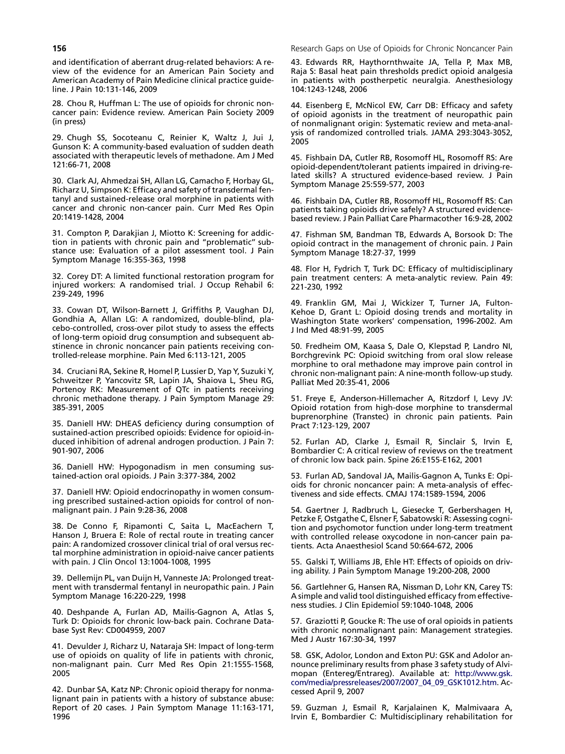and identification of aberrant drug-related behaviors: A review of the evidence for an American Pain Society and American Academy of Pain Medicine clinical practice guideline. J Pain 10:131-146, 2009

28. Chou R, Huffman L: The use of opioids for chronic noncancer pain: Evidence review. American Pain Society 2009 (in press)

29. Chugh SS, Socoteanu C, Reinier K, Waltz J, Jui J, Gunson K: A community-based evaluation of sudden death associated with therapeutic levels of methadone. Am J Med 121:66-71, 2008

30. Clark AJ, Ahmedzai SH, Allan LG, Camacho F, Horbay GL, Richarz U, Simpson K: Efficacy and safety of transdermal fentanyl and sustained-release oral morphine in patients with cancer and chronic non-cancer pain. Curr Med Res Opin 20:1419-1428, 2004

31. Compton P, Darakjian J, Miotto K: Screening for addiction in patients with chronic pain and "problematic" substance use: Evaluation of a pilot assessment tool. J Pain Symptom Manage 16:355-363, 1998

32. Corey DT: A limited functional restoration program for injured workers: A randomised trial. J Occup Rehabil 6: 239-249, 1996

33. Cowan DT, Wilson-Barnett J, Griffiths P, Vaughan DJ, Gondhia A, Allan LG: A randomized, double-blind, placebo-controlled, cross-over pilot study to assess the effects of long-term opioid drug consumption and subsequent abstinence in chronic noncancer pain patients receiving controlled-release morphine. Pain Med 6:113-121, 2005

34. Cruciani RA, Sekine R, Homel P, Lussier D, Yap Y, Suzuki Y, Schweitzer P, Yancovitz SR, Lapin JA, Shaiova L, Sheu RG, Portenoy RK: Measurement of QTc in patients receiving chronic methadone therapy. J Pain Symptom Manage 29: 385-391, 2005

35. Daniell HW: DHEAS deficiency during consumption of sustained-action prescribed opioids: Evidence for opioid-induced inhibition of adrenal androgen production. J Pain 7: 901-907, 2006

36. Daniell HW: Hypogonadism in men consuming sustained-action oral opioids. J Pain 3:377-384, 2002

37. Daniell HW: Opioid endocrinopathy in women consuming prescribed sustained-action opioids for control of nonmalignant pain. J Pain 9:28-36, 2008

38. De Conno F, Ripamonti C, Saita L, MacEachern T, Hanson J, Bruera E: Role of rectal route in treating cancer pain: A randomized crossover clinical trial of oral versus rectal morphine administration in opioid-naive cancer patients with pain. J Clin Oncol 13:1004-1008, 1995

39. Dellemijn PL, van Duijn H, Vanneste JA: Prolonged treatment with transdermal fentanyl in neuropathic pain. J Pain Symptom Manage 16:220-229, 1998

40. Deshpande A, Furlan AD, Mailis-Gagnon A, Atlas S, Turk D: Opioids for chronic low-back pain. Cochrane Database Syst Rev: CD004959, 2007

41. Devulder J, Richarz U, Nataraja SH: Impact of long-term use of opioids on quality of life in patients with chronic, non-malignant pain. Curr Med Res Opin 21:1555-1568, 2005

42. Dunbar SA, Katz NP: Chronic opioid therapy for nonmalignant pain in patients with a history of substance abuse: Report of 20 cases. J Pain Symptom Manage 11:163-171, 1996

43. Edwards RR, Haythornthwaite JA, Tella P, Max MB, Raja S: Basal heat pain thresholds predict opioid analgesia in patients with postherpetic neuralgia. Anesthesiology 104:1243-1248, 2006

44. Eisenberg E, McNicol EW, Carr DB: Efficacy and safety of opioid agonists in the treatment of neuropathic pain of nonmalignant origin: Systematic review and meta-analysis of randomized controlled trials. JAMA 293:3043-3052, 2005

45. Fishbain DA, Cutler RB, Rosomoff HL, Rosomoff RS: Are opioid-dependent/tolerant patients impaired in driving-related skills? A structured evidence-based review. J Pain Symptom Manage 25:559-577, 2003

46. Fishbain DA, Cutler RB, Rosomoff HL, Rosomoff RS: Can patients taking opioids drive safely? A structured evidence-based review. J Pain Palliat Care Pharmacother 16:9-28, 2002

47. Fishman SM, Bandman TB, Edwards A, Borsook D: The opioid contract in the management of chronic pain. J Pain Symptom Manage 18:27-37, 1999

48. Flor H, Fydrich T, Turk DC: Efficacy of multidisciplinary pain treatment centers: A meta-analytic review. Pain 49: 221-230, 1992

49. Franklin GM, Mai J, Wickizer T, Turner JA, Fulton-Kehoe D, Grant L: Opioid dosing trends and mortality in Washington State workers' compensation, 1996-2002. Am J Ind Med 48:91-99, 2005

50. Fredheim OM, Kaasa S, Dale O, Klepstad P, Landro NI, Borchgrevink PC: Opioid switching from oral slow release morphine to oral methadone may improve pain control in chronic non-malignant pain: A nine-month follow-up study. Palliat Med 20:35-41, 2006

51. Freye E, Anderson-Hillemacher A, Ritzdorf I, Levy JV: Opioid rotation from high-dose morphine to transdermal buprenorphine (Transtec) in chronic pain patients. Pain Pract 7:123-129, 2007

52. Furlan AD, Clarke J, Esmail R, Sinclair S, Irvin E, Bombardier C: A critical review of reviews on the treatment of chronic low back pain. Spine 26:E155-E162, 2001

53. Furlan AD, Sandoval JA, Mailis-Gagnon A, Tunks E: Opioids for chronic noncancer pain: A meta-analysis of effectiveness and side effects. CMAJ 174:1589-1594, 2006

54. Gaertner J, Radbruch L, Giesecke T, Gerbershagen H, Petzke F, Ostgathe C, Elsner F, Sabatowski R: Assessing cognition and psychomotor function under long-term treatment with controlled release oxycodone in non-cancer pain patients. Acta Anaesthesiol Scand 50:664-672, 2006

55. Galski T, Williams JB, Ehle HT: Effects of opioids on driving ability. J Pain Symptom Manage 19:200-208, 2000

56. Gartlehner G, Hansen RA, Nissman D, Lohr KN, Carey TS: A simple and valid tool distinguished efficacy from effectiveness studies. J Clin Epidemiol 59:1040-1048, 2006

57. Graziotti P, Goucke R: The use of oral opioids in patients with chronic nonmalignant pain: Management strategies. Med J Austr 167:30-34, 1997

58. GSK, Adolor, London and Exton PU: GSK and Adolor announce preliminary results from phase 3 safety study of Alvimopan (Entereg/Entrareg). Available at: http://www.gsk.com/media/pressreleases/2007/2007_04_09_GSK1012.htm. Accessed April 9, 2007

59. Guzman J, Esmail R, Karjalainen K, Malmivaara A, Irvin E, Bombardier C: Multidisciplinary rehabilitation for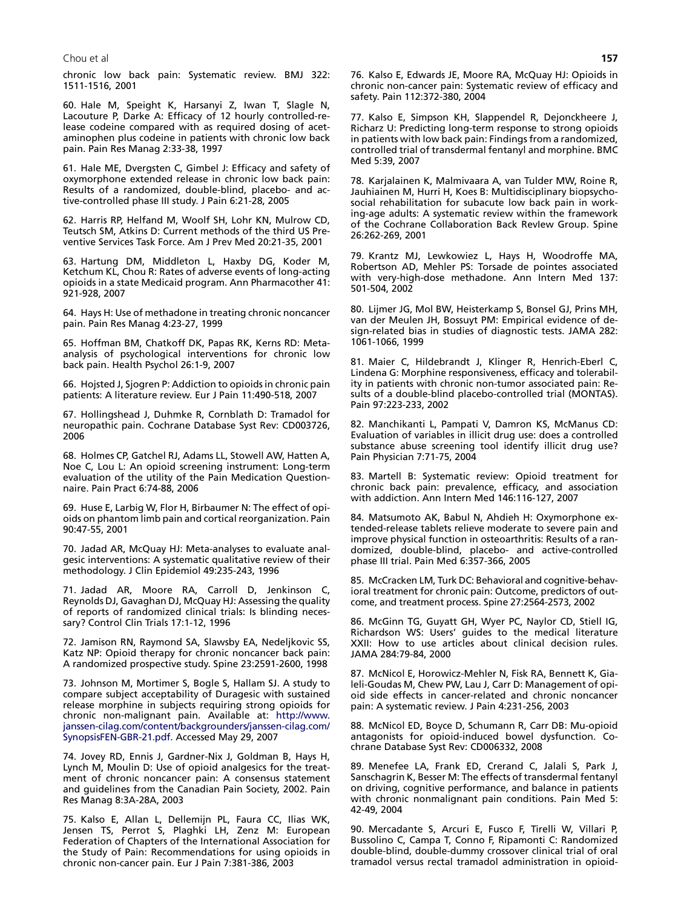chronic low back pain: Systematic review. BMJ 322: 1511-1516, 2001

60. Hale M, Speight K, Harsanyi Z, Iwan T, Slagle N, Lacouture P, Darke A: Efficacy of 12 hourly controlled-release codeine compared with as required dosing of acetaminophen plus codeine in patients with chronic low back pain. Pain Res Manag 2:33-38, 1997

61. Hale ME, Dvergsten C, Gimbel J: Efficacy and safety of oxymorphone extended release in chronic low back pain: Results of a randomized, double-blind, placebo- and active-controlled phase III study. J Pain 6:21-28, 2005

62. Harris RP, Helfand M, Woolf SH, Lohr KN, Mulrow CD, Teutsch SM, Atkins D: Current methods of the third US Preventive Services Task Force. Am J Prev Med 20:21-35, 2001

63. Hartung DM, Middleton L, Haxby DG, Koder M, Ketchum KL, Chou R: Rates of adverse events of long-acting opioids in a state Medicaid program. Ann Pharmacother 41: 921-928, 2007

64. Hays H: Use of methadone in treating chronic noncancer pain. Pain Res Manag 4:23-27, 1999

65. Hoffman BM, Chatkoff DK, Papas RK, Kerns RD: Meta-analysis of psychological interventions for chronic low back pain. Health Psychol 26:1-9, 2007

66. Hojsted J, Sjogren P: Addiction to opioids in chronic pain patients: A literature review. Eur J Pain 11:490-518, 2007

67. Hollingshead J, Duhmke R, Cornblath D: Tramadol for neuropathic pain. Cochrane Database Syst Rev: CD003726, 2006

68. Holmes CP, Gatchel RJ, Adams LL, Stowell AW, Hatten A, Noe C, Lou L: An opioid screening instrument: Long-term evaluation of the utility of the Pain Medication Questionnaire. Pain Pract 6:74-88, 2006

69. Huse E, Larbig W, Flor H, Birbaumer N: The effect of opioids on phantom limb pain and cortical reorganization. Pain 90:47-55, 2001

70. Jadad AR, McQuay HJ: Meta-analyses to evaluate analgesic interventions: A systematic qualitative review of their methodology. J Clin Epidemiol 49:235-243, 1996

71. Jadad AR, Moore RA, Carroll D, Jenkinson C, Reynolds DJ, Gavaghan DJ, McQuay HJ: Assessing the quality of reports of randomized clinical trials: Is blinding necessary? Control Clin Trials 17:1-12, 1996

72. Jamison RN, Raymond SA, Slawsby EA, Nedeljkovic SS, Katz NP: Opioid therapy for chronic noncancer back pain: A randomized prospective study. Spine 23:2591-2600, 1998

73. Johnson M, Mortimer S, Bogle S, Hallam SJ. A study to compare subject acceptability of Duragesic with sustained release morphine in subjects requiring strong opioids for chronic non-malignant pain. Available at: http://www.janssen-cilag.com/content/backgrounders/janssen-cilag.com/SynopsisFEN-GBR-21.pdf. Accessed May 29, 2007

74. Jovey RD, Ennis J, Gardner-Nix J, Goldman B, Hays H, Lynch M, Moulin D: Use of opioid analgesics for the treatment of chronic noncancer pain: A consensus statement and guidelines from the Canadian Pain Society, 2002. Pain Res Manag 8:3A-28A, 2003

75. Kalso E, Allan L, Dellemijn PL, Faura CC, Ilias WK, Jensen TS, Perrot S, Plaghki LH, Zenz M: European Federation of Chapters of the International Association for the Study of Pain: Recommendations for using opioids in chronic non-cancer pain. Eur J Pain 7:381-386, 2003

76. Kalso E, Edwards JE, Moore RA, McQuay HJ: Opioids in chronic non-cancer pain: Systematic review of efficacy and safety. Pain 112:372-380, 2004

77. Kalso E, Simpson KH, Slappendel R, Dejonckheere J, Richarz U: Predicting long-term response to strong opioids in patients with low back pain: Findings from a randomized, controlled trial of transdermal fentanyl and morphine. BMC Med 5:39, 2007

78. Karjalainen K, Malmivaara A, van Tulder MW, Roine R, Jauhiainen M, Hurri H, Koes B: Multidisciplinary biopsychosocial rehabilitation for subacute low back pain in working-age adults: A systematic review within the framework of the Cochrane Collaboration Back RevIew Group. Spine 26:262-269, 2001

79. Krantz MJ, Lewkowiez L, Hays H, Woodroffe MA, Robertson AD, Mehler PS: Torsade de pointes associated with very-high-dose methadone. Ann Intern Med 137: 501-504, 2002

80. Lijmer JG, Mol BW, Heisterkamp S, Bonsel GJ, Prins MH, van der Meulen JH, Bossuyt PM: Empirical evidence of design-related bias in studies of diagnostic tests. JAMA 282: 1061-1066, 1999

81. Maier C, Hildebrandt J, Klinger R, Henrich-Eberl C, Lindena G: Morphine responsiveness, efficacy and tolerability in patients with chronic non-tumor associated pain: Results of a double-blind placebo-controlled trial (MONTAS). Pain 97:223-233, 2002

82. Manchikanti L, Pampati V, Damron KS, McManus CD: Evaluation of variables in illicit drug use: does a controlled substance abuse screening tool identify illicit drug use? Pain Physician 7:71-75, 2004

83. Martell B: Systematic review: Opioid treatment for chronic back pain: prevalence, efficacy, and association with addiction. Ann Intern Med 146:116-127, 2007

84. Matsumoto AK, Babul N, Ahdieh H: Oxymorphone extended-release tablets relieve moderate to severe pain and improve physical function in osteoarthritis: Results of a randomized, double-blind, placebo- and active-controlled phase III trial. Pain Med 6:357-366, 2005

85. McCracken LM, Turk DC: Behavioral and cognitive-behavioral treatment for chronic pain: Outcome, predictors of outcome, and treatment process. Spine 27:2564-2573, 2002

86. McGinn TG, Guyatt GH, Wyer PC, Naylor CD, Stiell IG, Richardson WS: Users' guides to the medical literature XXII: How to use articles about clinical decision rules. JAMA 284:79-84, 2000

87. McNicol E, Horowicz-Mehler N, Fisk RA, Bennett K, Gialeli-Goudas M, Chew PW, Lau J, Carr D: Management of opioid side effects in cancer-related and chronic noncancer pain: A systematic review. J Pain 4:231-256, 2003

88. McNicol ED, Boyce D, Schumann R, Carr DB: Mu-opioid antagonists for opioid-induced bowel dysfunction. Cochrane Database Syst Rev: CD006332, 2008

89. Menefee LA, Frank ED, Crerand C, Jalali S, Park J, Sanschagrin K, Besser M: The effects of transdermal fentanyl on driving, cognitive performance, and balance in patients with chronic nonmalignant pain conditions. Pain Med 5: 42-49, 2004

90. Mercadante S, Arcuri E, Fusco F, Tirelli W, Villari P, Bussolino C, Campa T, Conno F, Ripamonti C: Randomized double-blind, double-dummy crossover clinical trial of oral tramadol versus rectal tramadol administration in opioid-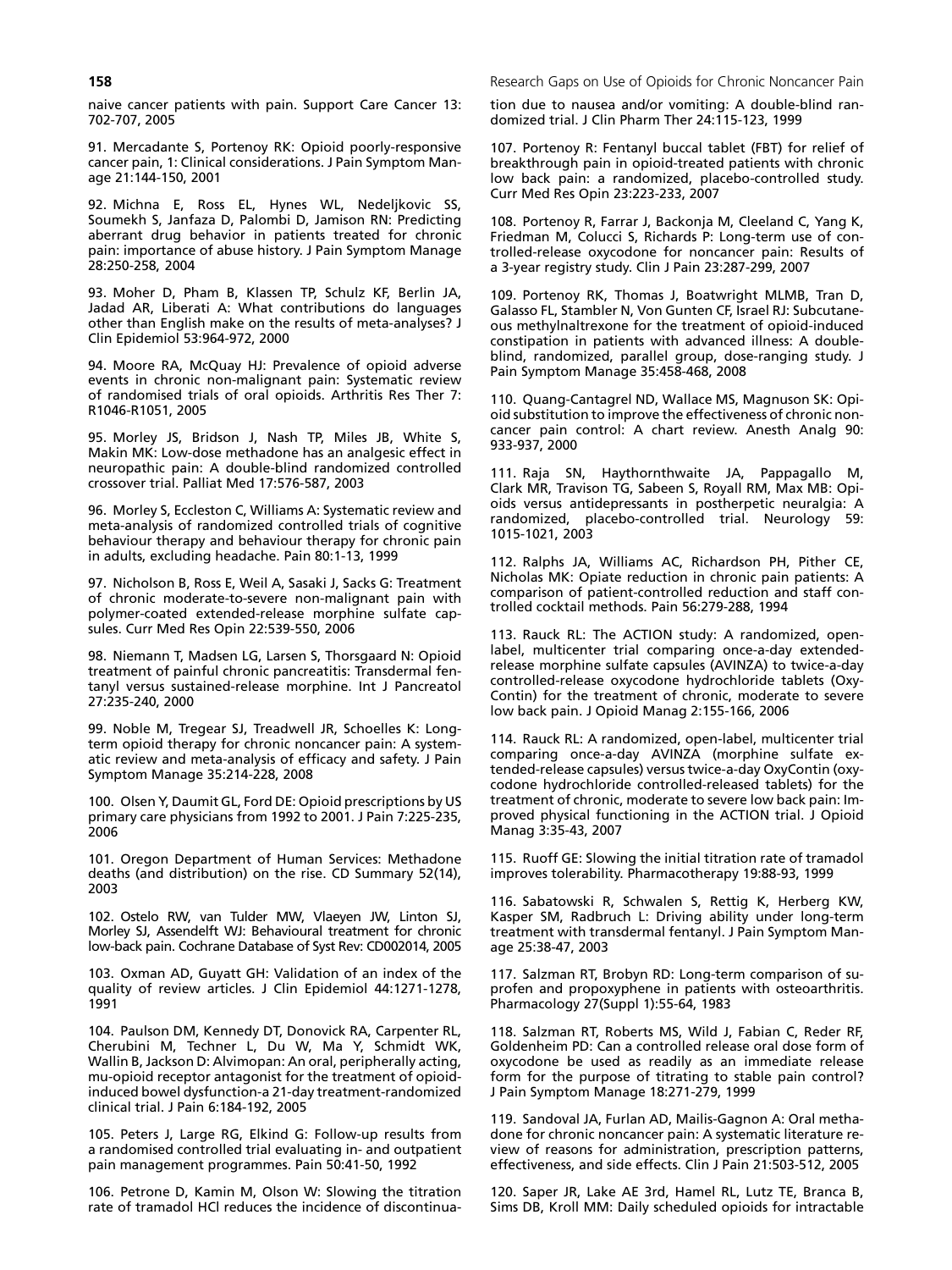naive cancer patients with pain. Support Care Cancer 13: 702-707, 2005

91. Mercadante S, Portenoy RK: Opioid poorly-responsive cancer pain, 1: Clinical considerations. J Pain Symptom Manage 21:144-150, 2001

92. Michna E, Ross EL, Hynes WL, Nedeljkovic SS, Soumekh S, Janfaza D, Palombi D, Jamison RN: Predicting aberrant drug behavior in patients treated for chronic pain: importance of abuse history. J Pain Symptom Manage 28:250-258, 2004

93. Moher D, Pham B, Klassen TP, Schulz KF, Berlin JA, Jadad AR, Liberati A: What contributions do languages other than English make on the results of meta-analyses? J Clin Epidemiol 53:964-972, 2000

94. Moore RA, McQuay HJ: Prevalence of opioid adverse events in chronic non-malignant pain: Systematic review of randomised trials of oral opioids. Arthritis Res Ther 7: R1046-R1051, 2005

95. Morley JS, Bridson J, Nash TP, Miles JB, White S, Makin MK: Low-dose methadone has an analgesic effect in neuropathic pain: A double-blind randomized controlled crossover trial. Palliat Med 17:576-587, 2003

96. Morley S, Eccleston C, Williams A: Systematic review and meta-analysis of randomized controlled trials of cognitive behaviour therapy and behaviour therapy for chronic pain in adults, excluding headache. Pain 80:1-13, 1999

97. Nicholson B, Ross E, Weil A, Sasaki J, Sacks G: Treatment of chronic moderate-to-severe non-malignant pain with polymer-coated extended-release morphine sulfate capsules. Curr Med Res Opin 22:539-550, 2006

98. Niemann T, Madsen LG, Larsen S, Thorsgaard N: Opioid treatment of painful chronic pancreatitis: Transdermal fentanyl versus sustained-release morphine. Int J Pancreatol 27:235-240, 2000

99. Noble M, Tregear SJ, Treadwell JR, Schoelles K: Long-term opioid therapy for chronic noncancer pain: A systematic review and meta-analysis of efficacy and safety. J Pain Symptom Manage 35:214-228, 2008

100. Olsen Y, Daumit GL, Ford DE: Opioid prescriptions by US primary care physicians from 1992 to 2001. J Pain 7:225-235, 2006

101. Oregon Department of Human Services: Methadone deaths (and distribution) on the rise. CD Summary 52(14), 2003

102. Ostelo RW, van Tulder MW, Vlaeyen JW, Linton SJ, Morley SJ, Assendelft WJ: Behavioural treatment for chronic low-back pain. Cochrane Database of Syst Rev: CD002014, 2005

103. Oxman AD, Guyatt GH: Validation of an index of the quality of review articles. J Clin Epidemiol 44:1271-1278, 1991

104. Paulson DM, Kennedy DT, Donovick RA, Carpenter RL, Cherubini M, Techner L, Du W, Ma Y, Schmidt WK, Wallin B, Jackson D: Alvimopan: An oral, peripherally acting, mu-opioid receptor antagonist for the treatment of opioid-induced bowel dysfunction-a 21-day treatment-randomized clinical trial. J Pain 6:184-192, 2005

105. Peters J, Large RG, Elkind G: Follow-up results from a randomised controlled trial evaluating in- and outpatient pain management programmes. Pain 50:41-50, 1992

106. Petrone D, Kamin M, Olson W: Slowing the titration rate of tramadol HCl reduces the incidence of discontinuation due to nausea and/or vomiting: A double-blind randomized trial. J Clin Pharm Ther 24:115-123, 1999

107. Portenoy R: Fentanyl buccal tablet (FBT) for relief of breakthrough pain in opioid-treated patients with chronic low back pain: a randomized, placebo-controlled study. Curr Med Res Opin 23:223-233, 2007

108. Portenoy R, Farrar J, Backonja M, Cleeland C, Yang K, Friedman M, Colucci S, Richards P: Long-term use of controlled-release oxycodone for noncancer pain: Results of a 3-year registry study. Clin J Pain 23:287-299, 2007

109. Portenoy RK, Thomas J, Boatwright MLMB, Tran D, Galasso FL, Stambler N, Von Gunten CF, Israel RJ: Subcutaneous methylnaltrexone for the treatment of opioid-induced constipation in patients with advanced illness: A double-blind, randomized, parallel group, dose-ranging study. J Pain Symptom Manage 35:458-468, 2008

110. Quang-Cantagrel ND, Wallace MS, Magnuson SK: Opioid substitution to improve the effectiveness of chronic noncancer pain control: A chart review. Anesth Analg 90: 933-937, 2000

111. Raja SN, Haythornthwaite JA, Pappagallo M, Clark MR, Travison TG, Sabeen S, Royall RM, Max MB: Opioids versus antidepressants in postherpetic neuralgia: A randomized, placebo-controlled trial. Neurology 59: 1015-1021, 2003

112. Ralphs JA, Williams AC, Richardson PH, Pither CE, Nicholas MK: Opiate reduction in chronic pain patients: A comparison of patient-controlled reduction and staff controlled cocktail methods. Pain 56:279-288, 1994

113. Rauck RL: The ACTION study: A randomized, open-label, multicenter trial comparing once-a-day extended-release morphine sulfate capsules (AVINZA) to twice-a-day controlled-release oxycodone hydrochloride tablets (OxyContin) for the treatment of chronic, moderate to severe low back pain. J Opioid Manag 2:155-166, 2006

114. Rauck RL: A randomized, open-label, multicenter trial comparing once-a-day AVINZA (morphine sulfate extended-release capsules) versus twice-a-day OxyContin (oxycodone hydrochloride controlled-released tablets) for the treatment of chronic, moderate to severe low back pain: Improved physical functioning in the ACTION trial. J Opioid Manag 3:35-43, 2007

115. Ruoff GE: Slowing the initial titration rate of tramadol improves tolerability. Pharmacotherapy 19:88-93, 1999

116. Sabatowski R, Schwalen S, Rettig K, Herberg KW, Kasper SM, Radbruch L: Driving ability under long-term treatment with transdermal fentanyl. J Pain Symptom Manage 25:38-47, 2003

117. Salzman RT, Brobyn RD: Long-term comparison of suprofen and propoxyphene in patients with osteoarthritis. Pharmacology 27(Suppl 1):55-64, 1983

118. Salzman RT, Roberts MS, Wild J, Fabian C, Reder RF, Goldenheim PD: Can a controlled release oral dose form of oxycodone be used as readily as an immediate release form for the purpose of titrating to stable pain control? J Pain Symptom Manage 18:271-279, 1999

119. Sandoval JA, Furlan AD, Mailis-Gagnon A: Oral methadone for chronic noncancer pain: A systematic literature review of reasons for administration, prescription patterns, effectiveness, and side effects. Clin J Pain 21:503-512, 2005

120. Saper JR, Lake AE 3rd, Hamel RL, Lutz TE, Branca B, Sims DB, Kroll MM: Daily scheduled opioids for intractable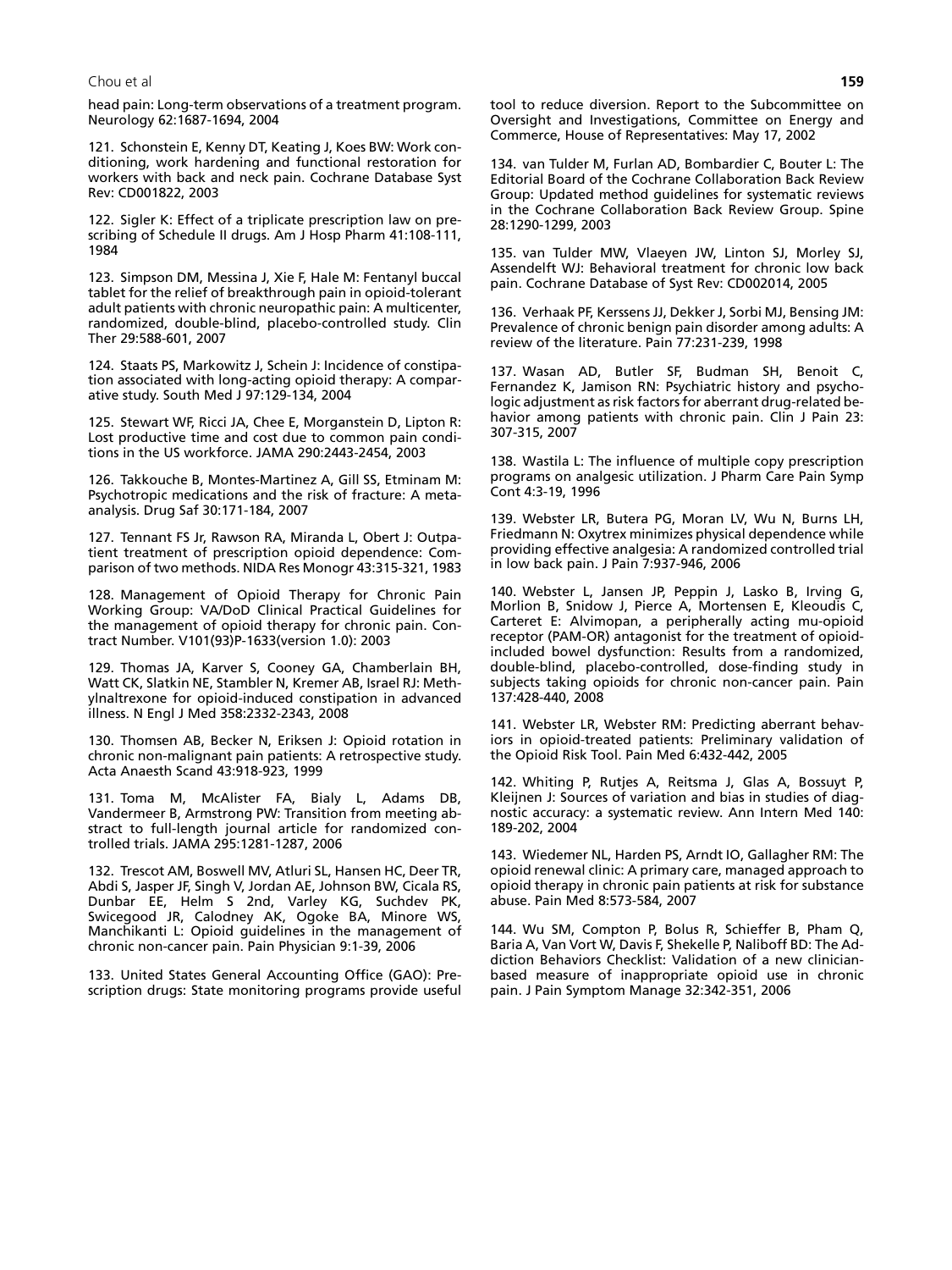head pain: Long-term observations of a treatment program. Neurology 62:1687-1694, 2004

121. Schonstein E, Kenny DT, Keating J, Koes BW: Work conditioning, work hardening and functional restoration for workers with back and neck pain. Cochrane Database Syst Rev: CD001822, 2003

122. Sigler K: Effect of a triplicate prescription law on prescribing of Schedule II drugs. Am J Hosp Pharm 41:108-111, 1984

123. Simpson DM, Messina J, Xie F, Hale M: Fentanyl buccal tablet for the relief of breakthrough pain in opioid-tolerant adult patients with chronic neuropathic pain: A multicenter, randomized, double-blind, placebo-controlled study. Clin Ther 29:588-601, 2007

124. Staats PS, Markowitz J, Schein J: Incidence of constipation associated with long-acting opioid therapy: A comparative study. South Med J 97:129-134, 2004

125. Stewart WF, Ricci JA, Chee E, Morganstein D, Lipton R: Lost productive time and cost due to common pain conditions in the US workforce. JAMA 290:2443-2454, 2003

126. Takkouche B, Montes-Martinez A, Gill SS, Etminam M: Psychotropic medications and the risk of fracture: A meta-analysis. Drug Saf 30:171-184, 2007

127. Tennant FS Jr, Rawson RA, Miranda L, Obert J: Outpatient treatment of prescription opioid dependence: Comparison of two methods. NIDA Res Monogr 43:315-321, 1983

128. Management of Opioid Therapy for Chronic Pain Working Group: VA/DoD Clinical Practical Guidelines for the management of opioid therapy for chronic pain. Contract Number. V101(93)P-1633(version 1.0): 2003

129. Thomas JA, Karver S, Cooney GA, Chamberlain BH, Watt CK, Slatkin NE, Stambler N, Kremer AB, Israel RJ: Methylnaltrexone for opioid-induced constipation in advanced illness. N Engl J Med 358:2332-2343, 2008

130. Thomsen AB, Becker N, Eriksen J: Opioid rotation in chronic non-malignant pain patients: A retrospective study. Acta Anaesth Scand 43:918-923, 1999

131. Toma M, McAlister FA, Bialy L, Adams DB, Vandermeer B, Armstrong PW: Transition from meeting abstract to full-length journal article for randomized controlled trials. JAMA 295:1281-1287, 2006

132. Trescot AM, Boswell MV, Atluri SL, Hansen HC, Deer TR, Abdi S, Jasper JF, Singh V, Jordan AE, Johnson BW, Cicala RS, Dunbar EE, Helm S 2nd, Varley KG, Suchdev PK, Swicegood JR, Calodney AK, Ogoke BA, Minore WS, Manchikanti L: Opioid guidelines in the management of chronic non-cancer pain. Pain Physician 9:1-39, 2006

133. United States General Accounting Office (GAO): Prescription drugs: State monitoring programs provide useful tool to reduce diversion. Report to the Subcommittee on Oversight and Investigations, Committee on Energy and Commerce, House of Representatives: May 17, 2002

134. van Tulder M, Furlan AD, Bombardier C, Bouter L: The Editorial Board of the Cochrane Collaboration Back Review Group: Updated method guidelines for systematic reviews in the Cochrane Collaboration Back Review Group. Spine 28:1290-1299, 2003

135. van Tulder MW, Vlaeyen JW, Linton SJ, Morley SJ, Assendelft WJ: Behavioral treatment for chronic low back pain. Cochrane Database of Syst Rev: CD002014, 2005

136. Verhaak PF, Kerssens JJ, Dekker J, Sorbi MJ, Bensing JM: Prevalence of chronic benign pain disorder among adults: A review of the literature. Pain 77:231-239, 1998

137. Wasan AD, Butler SF, Budman SH, Benoit C, Fernandez K, Jamison RN: Psychiatric history and psychologic adjustment as risk factors for aberrant drug-related behavior among patients with chronic pain. Clin J Pain 23: 307-315, 2007

138. Wastila L: The influence of multiple copy prescription programs on analgesic utilization. J Pharm Care Pain Symp Cont 4:3-19, 1996

139. Webster LR, Butera PG, Moran LV, Wu N, Burns LH, Friedmann N: Oxytrex minimizes physical dependence while providing effective analgesia: A randomized controlled trial in low back pain. J Pain 7:937-946, 2006

140. Webster L, Jansen JP, Peppin J, Lasko B, Irving G, Morlion B, Snidow J, Pierce A, Mortensen E, Kleoudis C, Carteret E: Alvimopan, a peripherally acting mu-opioid receptor (PAM-OR) antagonist for the treatment of opioid-included bowel dysfunction: Results from a randomized, double-blind, placebo-controlled, dose-finding study in subjects taking opioids for chronic non-cancer pain. Pain 137:428-440, 2008

141. Webster LR, Webster RM: Predicting aberrant behaviors in opioid-treated patients: Preliminary validation of the Opioid Risk Tool. Pain Med 6:432-442, 2005

142. Whiting P, Rutjes A, Reitsma J, Glas A, Bossuyt P, Kleijnen J: Sources of variation and bias in studies of diagnostic accuracy: a systematic review. Ann Intern Med 140: 189-202, 2004

143. Wiedemer NL, Harden PS, Arndt IO, Gallagher RM: The opioid renewal clinic: A primary care, managed approach to opioid therapy in chronic pain patients at risk for substance abuse. Pain Med 8:573-584, 2007

144. Wu SM, Compton P, Bolus R, Schieffer B, Pham Q, Baria A, Van Vort W, Davis F, Shekelle P, Naliboff BD: The Addiction Behaviors Checklist: Validation of a new clinician-based measure of inappropriate opioid use in chronic pain. J Pain Symptom Manage 32:342-351, 2006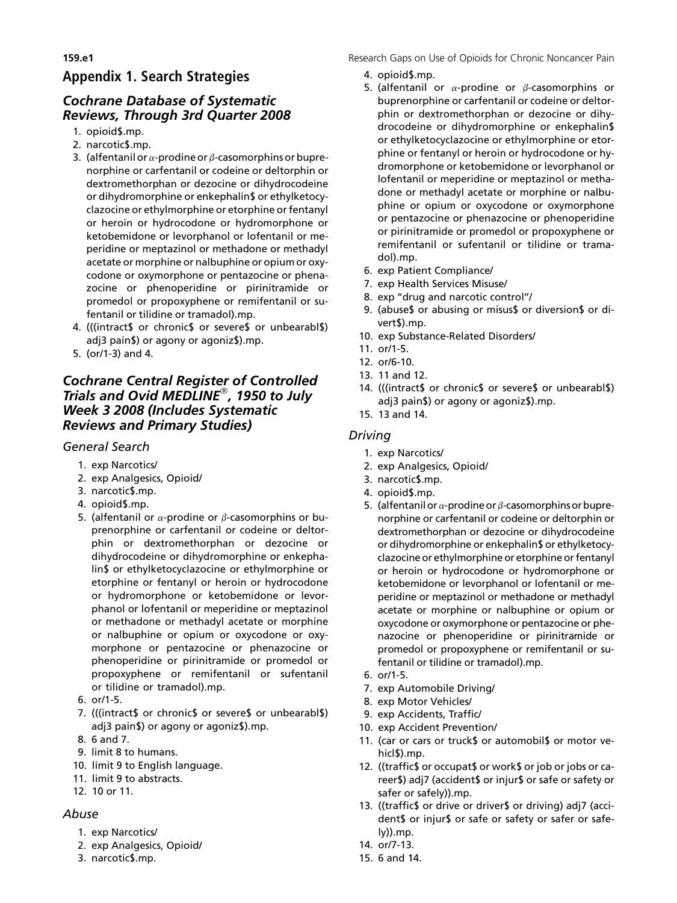## Appendix 1. Search Strategies

### *Cochrane Database of Systematic Reviews, Through 3rd Quarter 2008*

1. opioid$.mp.
2. narcotic$.mp.
3. (alfentanil or α-prodine or β-casomorphins or buprenorphine or carfentanil or codeine or deltorphin or dextromethorphan or dezocine or dihydrocodeine or dihydromorphine or enkephalin$ or ethylketocyclazocine or ethylmorphine or etorphine or fentanyl or heroin or hydrocodone or hydromorphone or ketobemidone or levorphanol or lofentanil or meperidine or meptazinol or methadone or methadyl acetate or morphine or nalbuphine or opium or oxycodone or oxymorphone or pentazocine or phenazocine or phenoperidine or pirinitramide or promedol or propoxyphene or remifentanil or sufentanil or tilidine or tramadol).mp.
4. (((intract$ or chronic$ or severe$ or unbearabl$) adj3 pain$) or agony or agoniz$).mp.
5. (or/1-3) and 4.

### *Cochrane Central Register of Controlled Trials and Ovid MEDLINE®, 1950 to July Week 3 2008 (Includes Systematic Reviews and Primary Studies)*

#### *General Search*

1. exp Narcotics/
2. exp Analgesics, Opioid/
3. narcotic$.mp.
4. opioid$.mp.
5. (alfentanil or α-prodine or β-casomorphins or buprenorphine or carfentanil or codeine or deltorphin or dextromethorphan or dezocine or dihydrocodeine or dihydromorphine or enkephalin$ or ethylketocyclazocine or ethylmorphine or etorphine or fentanyl or heroin or hydrocodone or hydromorphone or ketobemidone or levorphanol or lofentanil or meperidine or meptazinol or methadone or methadyl acetate or morphine or nalbuphine or opium or oxycodone or oxymorphone or pentazocine or phenazocine or phenoperidine or pirinitramide or promedol or propoxyphene or remifentanil or sufentanil or tilidine or tramadol).mp.
6. or/1-5.
7. (((intract$ or chronic$ or severe$ or unbearabl$) adj3 pain$) or agony or agoniz$).mp.
8. 6 and 7.
9. limit 8 to humans.
10. limit 9 to English language.
11. limit 9 to abstracts.
12. 10 or 11.

#### *Abuse*

1. exp Narcotics/
2. exp Analgesics, Opioid/
3. narcotic$.mp.
4. opioid$.mp.
5. (alfentanil or α-prodine or β-casomorphins or buprenorphine or carfentanil or codeine or deltorphin or dextromethorphan or dezocine or dihydrocodeine or dihydromorphine or enkephalin$ or ethylketocyclazocine or ethylmorphine or etorphine or fentanyl or heroin or hydrocodone or hydromorphone or ketobemidone or levorphanol or lofentanil or meperidine or meptazinol or methadone or methadyl acetate or morphine or nalbuphine or opium or oxycodone or oxymorphone or pentazocine or phenazocine or phenoperidine or pirinitramide or promedol or propoxyphene or remifentanil or sufentanil or tilidine or tramadol).mp.
6. exp Patient Compliance/
7. exp Health Services Misuse/
8. exp "drug and narcotic control"/
9. (abuse$ or abusing or misus$ or diversion$ or divert$).mp.
10. exp Substance-Related Disorders/
11. or/1-5.
12. or/6-10.
13. 11 and 12.
14. (((intract$ or chronic$ or severe$ or unbearabl$) adj3 pain$) or agony or agoniz$).mp.
15. 13 and 14.

#### *Driving*

1. exp Narcotics/
2. exp Analgesics, Opioid/
3. narcotic$.mp.
4. opioid$.mp.
5. (alfentanil or α-prodine or β-casomorphins or buprenorphine or carfentanil or codeine or deltorphin or dextromethorphan or dezocine or dihydrocodeine or dihydromorphine or enkephalin$ or ethylketocyclazocine or ethylmorphine or etorphine or fentanyl or heroin or hydrocodone or hydromorphone or ketobemidone or levorphanol or lofentanil or meperidine or meptazinol or methadone or methadyl acetate or morphine or nalbuphine or opium or oxycodone or oxymorphone or pentazocine or phenazocine or phenoperidine or pirinitramide or promedol or propoxyphene or remifentanil or sufentanil or tilidine or tramadol).mp.
6. or/1-5.
7. exp Automobile Driving/
8. exp Motor Vehicles/
9. exp Accidents, Traffic/
10. exp Accident Prevention/
11. (car or cars or truck$ or automobil$ or motor vehicl$).mp.
12. ((traffic$ or occupat$ or work$ or job or jobs or career$) adj7 (accident$ or injur$ or safe or safety or safer or safely)).mp.
13. ((traffic$ or drive or driver$ or driving) adj7 (accident$ or injur$ or safe or safety or safer or safely)).mp.
14. or/7-13.
15. 6 and 14.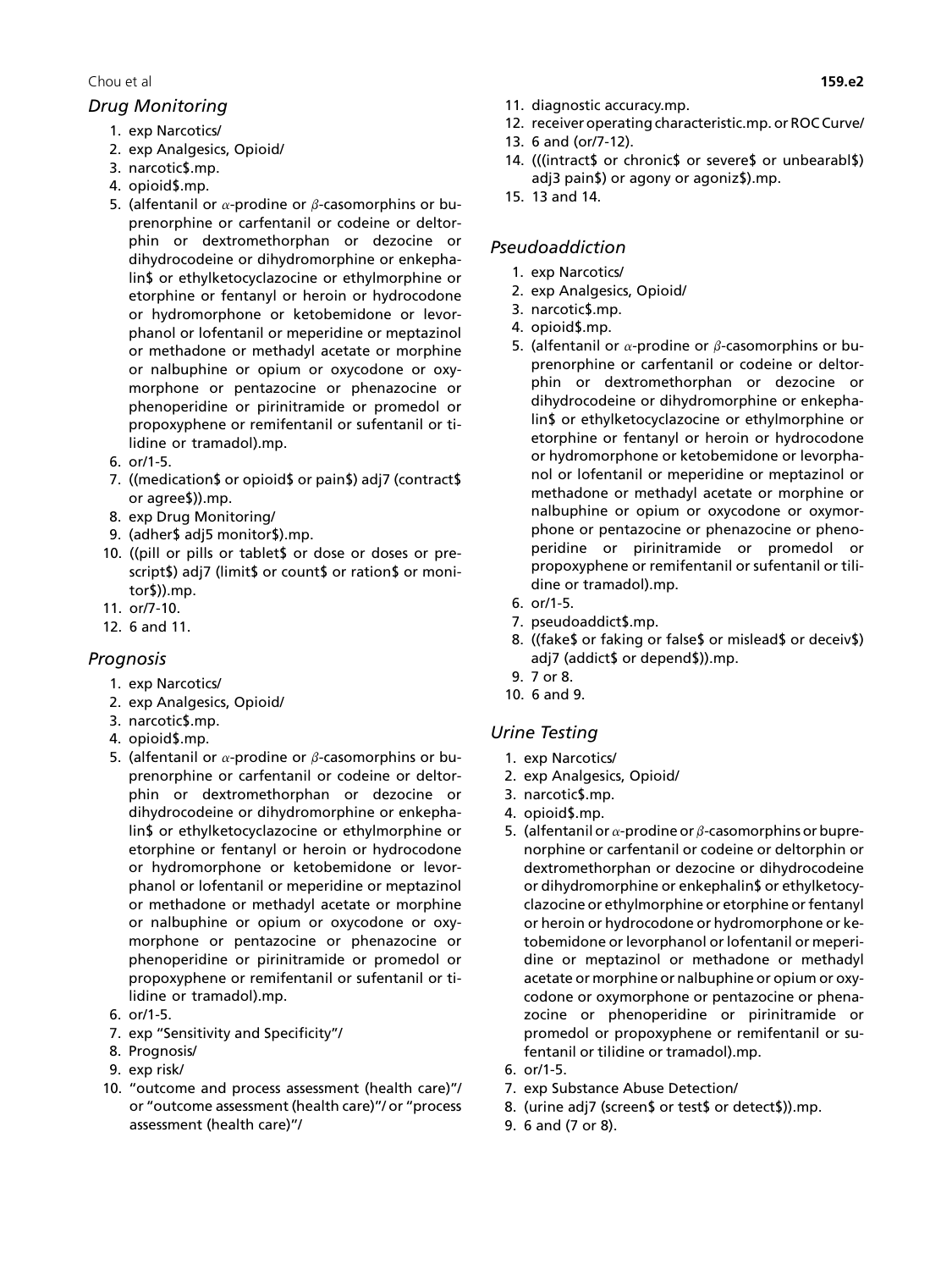### *Drug Monitoring*

1. exp Narcotics/
2. exp Analgesics, Opioid/
3. narcotic$.mp.
4. opioid$.mp.
5. (alfentanil or $\alpha$-prodine or $\beta$-casomorphins or buprenorphine or carfentanil or codeine or deltorphin or dextromethorphan or dezocine or dihydrocodeine or dihydromorphine or enkephalin$ or ethylketocyclazocine or ethylmorphine or etorphine or fentanyl or heroin or hydrocodone or hydromorphone or ketobemidone or levorphanol or lofentanil or meperidine or meptazinol or methadone or methadyl acetate or morphine or nalbuphine or opium or oxycodone or oxymorphone or pentazocine or phenazocine or phenoperidine or pirinitramide or promedol or propoxyphene or remifentanil or sufentanil or tilidine or tramadol).mp.
6. or/1-5.
7. ((medication$ or opioid$ or pain$) adj7 (contract$ or agree$)).mp.
8. exp Drug Monitoring/
9. (adher$ adj5 monitor$).mp.
10. ((pill or pills or tablet$ or dose or doses or prescript$) adj7 (limit$ or count$ or ration$ or monitor$)).mp.
11. or/7-10.
12. 6 and 11.

### *Prognosis*

1. exp Narcotics/
2. exp Analgesics, Opioid/
3. narcotic$.mp.
4. opioid$.mp.
5. (alfentanil or $\alpha$-prodine or $\beta$-casomorphins or buprenorphine or carfentanil or codeine or deltorphin or dextromethorphan or dezocine or dihydrocodeine or dihydromorphine or enkephalin$ or ethylketocyclazocine or ethylmorphine or etorphine or fentanyl or heroin or hydrocodone or hydromorphone or ketobemidone or levorphanol or lofentanil or meperidine or meptazinol or methadone or methadyl acetate or morphine or nalbuphine or opium or oxycodone or oxymorphone or pentazocine or phenazocine or phenoperidine or pirinitramide or promedol or propoxyphene or remifentanil or sufentanil or tilidine or tramadol).mp.
6. or/1-5.
7. exp "Sensitivity and Specificity"/
8. Prognosis/
9. exp risk/
10. "outcome and process assessment (health care)"/ or "outcome assessment (health care)"/ or "process assessment (health care)"/
11. diagnostic accuracy.mp.
12. receiver operating characteristic.mp. or ROC Curve/
13. 6 and (or/7-12).
14. (((intract$ or chronic$ or severe$ or unbearabl$) adj3 pain$) or agony or agoniz$).mp.
15. 13 and 14.

### *Pseudoaddiction*

1. exp Narcotics/
2. exp Analgesics, Opioid/
3. narcotic$.mp.
4. opioid$.mp.
5. (alfentanil or $\alpha$-prodine or $\beta$-casomorphins or buprenorphine or carfentanil or codeine or deltorphin or dextromethorphan or dezocine or dihydrocodeine or dihydromorphine or enkephalin$ or ethylketocyclazocine or ethylmorphine or etorphine or fentanyl or heroin or hydrocodone or hydromorphone or ketobemidone or levorphanol or lofentanil or meperidine or meptazinol or methadone or methadyl acetate or morphine or nalbuphine or opium or oxycodone or oxymorphone or pentazocine or phenazocine or phenoperidine or pirinitramide or promedol or propoxyphene or remifentanil or sufentanil or tilidine or tramadol).mp.
6. or/1-5.
7. pseudoaddict$.mp.
8. ((fake$ or faking or false$ or mislead$ or deceiv$) adj7 (addict$ or depend$)).mp.
9. 7 or 8.
10. 6 and 9.

### *Urine Testing*

1. exp Narcotics/
2. exp Analgesics, Opioid/
3. narcotic$.mp.
4. opioid$.mp.
5. (alfentanil or $\alpha$-prodine or $\beta$-casomorphins or buprenorphine or carfentanil or codeine or deltorphin or dextromethorphan or dezocine or dihydrocodeine or dihydromorphine or enkephalin$ or ethylketocyclazocine or ethylmorphine or etorphine or fentanyl or heroin or hydrocodone or hydromorphone or ketobemidone or levorphanol or lofentanil or meperidine or meptazinol or methadone or methadyl acetate or morphine or nalbuphine or opium or oxycodone or oxymorphone or pentazocine or phenazocine or phenoperidine or pirinitramide or promedol or propoxyphene or remifentanil or sufentanil or tilidine or tramadol).mp.
6. or/1-5.
7. exp Substance Abuse Detection/
8. (urine adj7 (screen$ or test$ or detect$)).mp.
9. 6 and (7 or 8).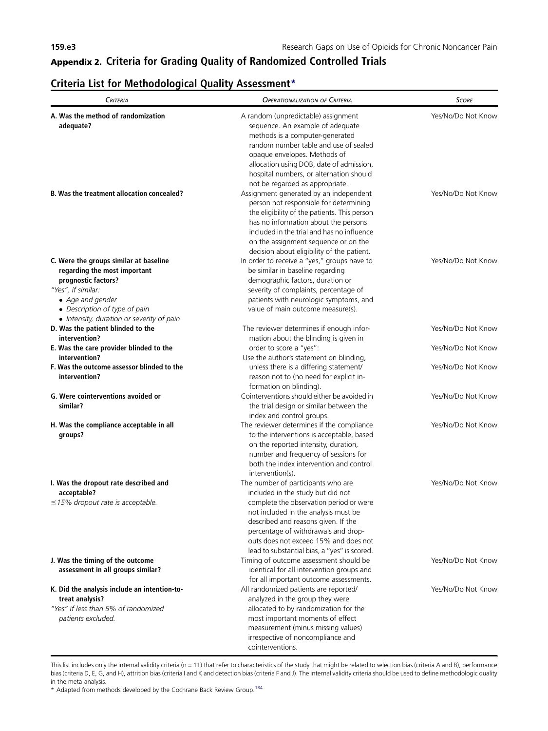## Appendix 2. Criteria for Grading Quality of Randomized Controlled Trials

## Criteria List for Methodological Quality Assessment*

| *Criteria* | *Operationalization of Criteria* | *Score* |
|---|---|---|
| **A. Was the method of randomization adequate?** | A random (unpredictable) assignment sequence. An example of adequate methods is a computer-generated random number table and use of sealed opaque envelopes. Methods of allocation using DOB, date of admission, hospital numbers, or alternation should not be regarded as appropriate. | Yes/No/Do Not Know |
| **B. Was the treatment allocation concealed?** | Assignment generated by an independent person not responsible for determining the eligibility of the patients. This person has no information about the persons included in the trial and has no influence on the assignment sequence or on the decision about eligibility of the patient. | Yes/No/Do Not Know |
| **C. Were the groups similar at baseline regarding the most important prognostic factors?** *"Yes", if similar:* • *Age and gender* • *Description of type of pain* • *Intensity, duration or severity of pain* | In order to receive a "yes," groups have to be similar in baseline regarding demographic factors, duration or severity of complaints, percentage of patients with neurologic symptoms, and value of main outcome measure(s). | Yes/No/Do Not Know |
| **D. Was the patient blinded to the intervention?** | The reviewer determines if enough information about the blinding is given in order to score a "yes": Use the author's statement on blinding, unless there is a differing statement/reason not to (no need for explicit information on blinding). | Yes/No/Do Not Know |
| **E. Was the care provider blinded to the intervention?** | | Yes/No/Do Not Know |
| **F. Was the outcome assessor blinded to the intervention?** | | Yes/No/Do Not Know |
| **G. Were cointerventions avoided or similar?** | Cointerventions should either be avoided in the trial design or similar between the index and control groups. | Yes/No/Do Not Know |
| **H. Was the compliance acceptable in all groups?** | The reviewer determines if the compliance to the interventions is acceptable, based on the reported intensity, duration, number and frequency of sessions for both the index intervention and control intervention(s). | Yes/No/Do Not Know |
| **I. Was the dropout rate described and acceptable?** *≤15% dropout rate is acceptable.* | The number of participants who are included in the study but did not complete the observation period or were not included in the analysis must be described and reasons given. If the percentage of withdrawals and drop-outs does not exceed 15% and does not lead to substantial bias, a "yes" is scored. | Yes/No/Do Not Know |
| **J. Was the timing of the outcome assessment in all groups similar?** | Timing of outcome assessment should be identical for all intervention groups and for all important outcome assessments. | Yes/No/Do Not Know |
| **K. Did the analysis include an intention-to-treat analysis?** *"Yes" if less than 5% of randomized patients excluded.* | All randomized patients are reported/analyzed in the group they were allocated to by randomization for the most important moments of effect measurement (minus missing values) irrespective of noncompliance and cointerventions. | Yes/No/Do Not Know |

This list includes only the internal validity criteria (n = 11) that refer to characteristics of the study that might be related to selection bias (criteria A and B), performance bias (criteria D, E, G, and H), attrition bias (criteria I and K and detection bias (criteria F and J). The internal validity criteria should be used to define methodologic quality in the meta-analysis.

\* Adapted from methods developed by the Cochrane Back Review Group.[134]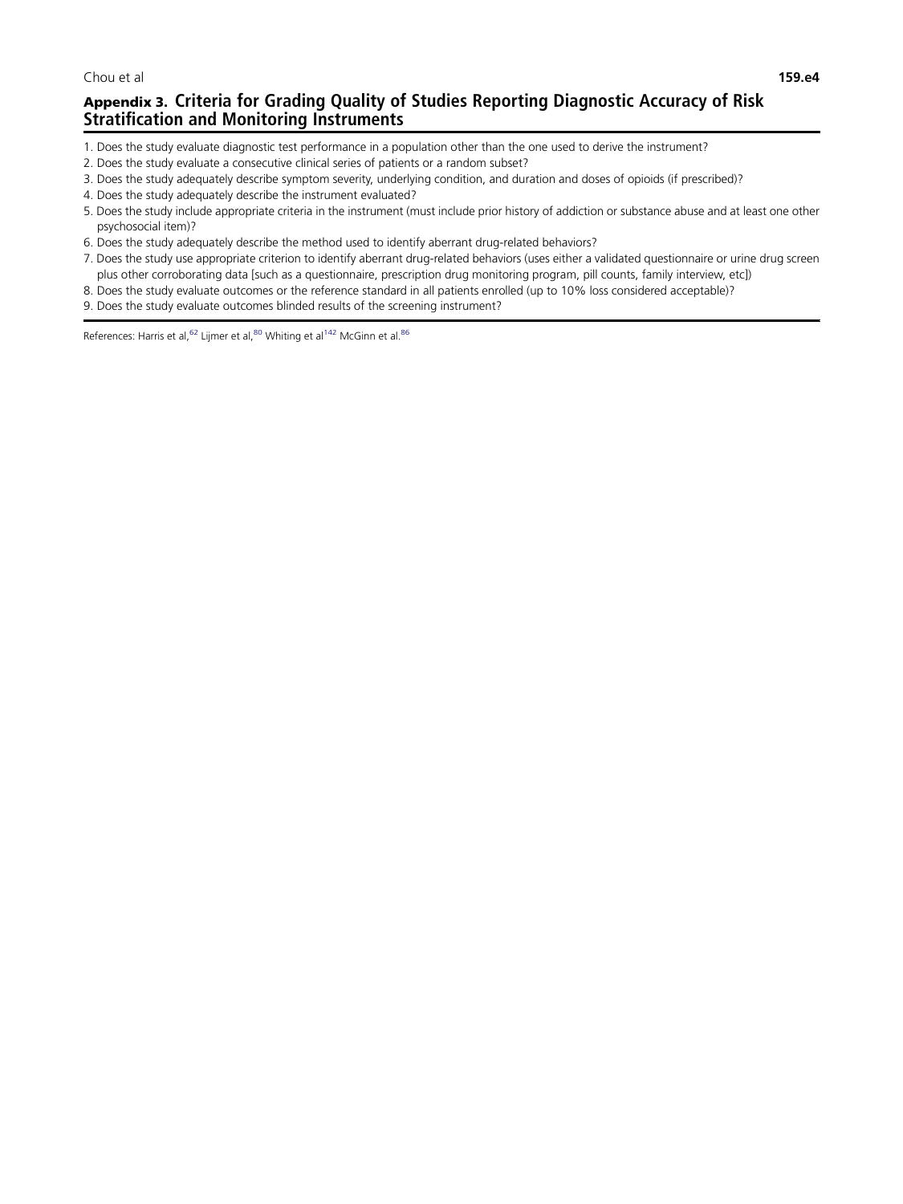## Appendix 3. Criteria for Grading Quality of Studies Reporting Diagnostic Accuracy of Risk Stratification and Monitoring Instruments

1. Does the study evaluate diagnostic test performance in a population other than the one used to derive the instrument?
2. Does the study evaluate a consecutive clinical series of patients or a random subset?
3. Does the study adequately describe symptom severity, underlying condition, and duration and doses of opioids (if prescribed)?
4. Does the study adequately describe the instrument evaluated?
5. Does the study include appropriate criteria in the instrument (must include prior history of addiction or substance abuse and at least one other psychosocial item)?
6. Does the study adequately describe the method used to identify aberrant drug-related behaviors?
7. Does the study use appropriate criterion to identify aberrant drug-related behaviors (uses either a validated questionnaire or urine drug screen plus other corroborating data [such as a questionnaire, prescription drug monitoring program, pill counts, family interview, etc])
8. Does the study evaluate outcomes or the reference standard in all patients enrolled (up to 10% loss considered acceptable)?
9. Does the study evaluate outcomes blinded results of the screening instrument?

References: Harris et al,[62] Lijmer et al,[80] Whiting et al[142] McGinn et al.[86]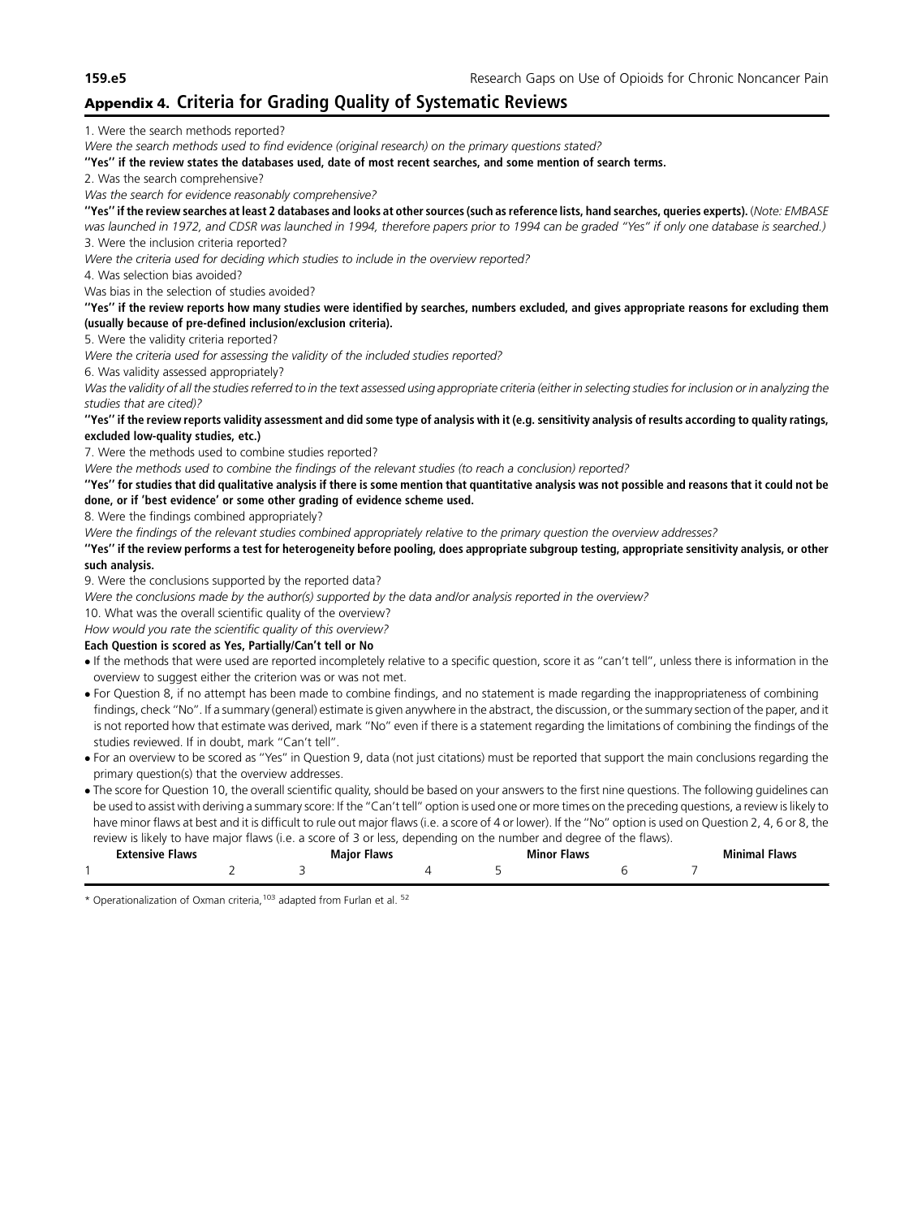## Appendix 4. Criteria for Grading Quality of Systematic Reviews

1. Were the search methods reported?

*Were the search methods used to find evidence (original research) on the primary questions stated?*

**''Yes'' if the review states the databases used, date of most recent searches, and some mention of search terms.**

2. Was the search comprehensive?

*Was the search for evidence reasonably comprehensive?*

**''Yes'' if the review searches at least 2 databases and looks at other sources (such as reference lists, hand searches, queries experts).** (*Note: EMBASE was launched in 1972, and CDSR was launched in 1994, therefore papers prior to 1994 can be graded "Yes" if only one database is searched.)*

3. Were the inclusion criteria reported?

*Were the criteria used for deciding which studies to include in the overview reported?*

4. Was selection bias avoided?

Was bias in the selection of studies avoided?

**''Yes'' if the review reports how many studies were identified by searches, numbers excluded, and gives appropriate reasons for excluding them (usually because of pre-defined inclusion/exclusion criteria).**

5. Were the validity criteria reported?

*Were the criteria used for assessing the validity of the included studies reported?*

6. Was validity assessed appropriately?

*Was the validity of all the studies referred to in the text assessed using appropriate criteria (either in selecting studies for inclusion or in analyzing the studies that are cited)?*

**''Yes'' if the review reports validity assessment and did some type of analysis with it (e.g. sensitivity analysis of results according to quality ratings, excluded low-quality studies, etc.)**

7. Were the methods used to combine studies reported?

*Were the methods used to combine the findings of the relevant studies (to reach a conclusion) reported?*

**''Yes'' for studies that did qualitative analysis if there is some mention that quantitative analysis was not possible and reasons that it could not be done, or if 'best evidence' or some other grading of evidence scheme used.**

8. Were the findings combined appropriately?

*Were the findings of the relevant studies combined appropriately relative to the primary question the overview addresses?*

**''Yes'' if the review performs a test for heterogeneity before pooling, does appropriate subgroup testing, appropriate sensitivity analysis, or other such analysis.**

9. Were the conclusions supported by the reported data?

*Were the conclusions made by the author(s) supported by the data and/or analysis reported in the overview?*

10. What was the overall scientific quality of the overview?

*How would you rate the scientific quality of this overview?*

**Each Question is scored as Yes, Partially/Can't tell or No**

- If the methods that were used are reported incompletely relative to a specific question, score it as "can't tell", unless there is information in the overview to suggest either the criterion was or was not met.
- For Question 8, if no attempt has been made to combine findings, and no statement is made regarding the inappropriateness of combining findings, check "No". If a summary (general) estimate is given anywhere in the abstract, the discussion, or the summary section of the paper, and it is not reported how that estimate was derived, mark "No" even if there is a statement regarding the limitations of combining the findings of the studies reviewed. If in doubt, mark "Can't tell".
- For an overview to be scored as "Yes" in Question 9, data (not just citations) must be reported that support the main conclusions regarding the primary question(s) that the overview addresses.
- The score for Question 10, the overall scientific quality, should be based on your answers to the first nine questions. The following guidelines can be used to assist with deriving a summary score: If the "Can't tell" option is used one or more times on the preceding questions, a review is likely to have minor flaws at best and it is difficult to rule out major flaws (i.e. a score of 4 or lower). If the "No" option is used on Question 2, 4, 6 or 8, the review is likely to have major flaws (i.e. a score of 3 or less, depending on the number and degree of the flaws).

| Extensive Flaws | | Major Flaws | | Minor Flaws | | Minimal Flaws |
|---|---|---|---|---|---|---|
| 1 | 2 | 3 | 4 | 5 | 6 | 7 |

\* Operationalization of Oxman criteria,[103] adapted from Furlan et al. [52]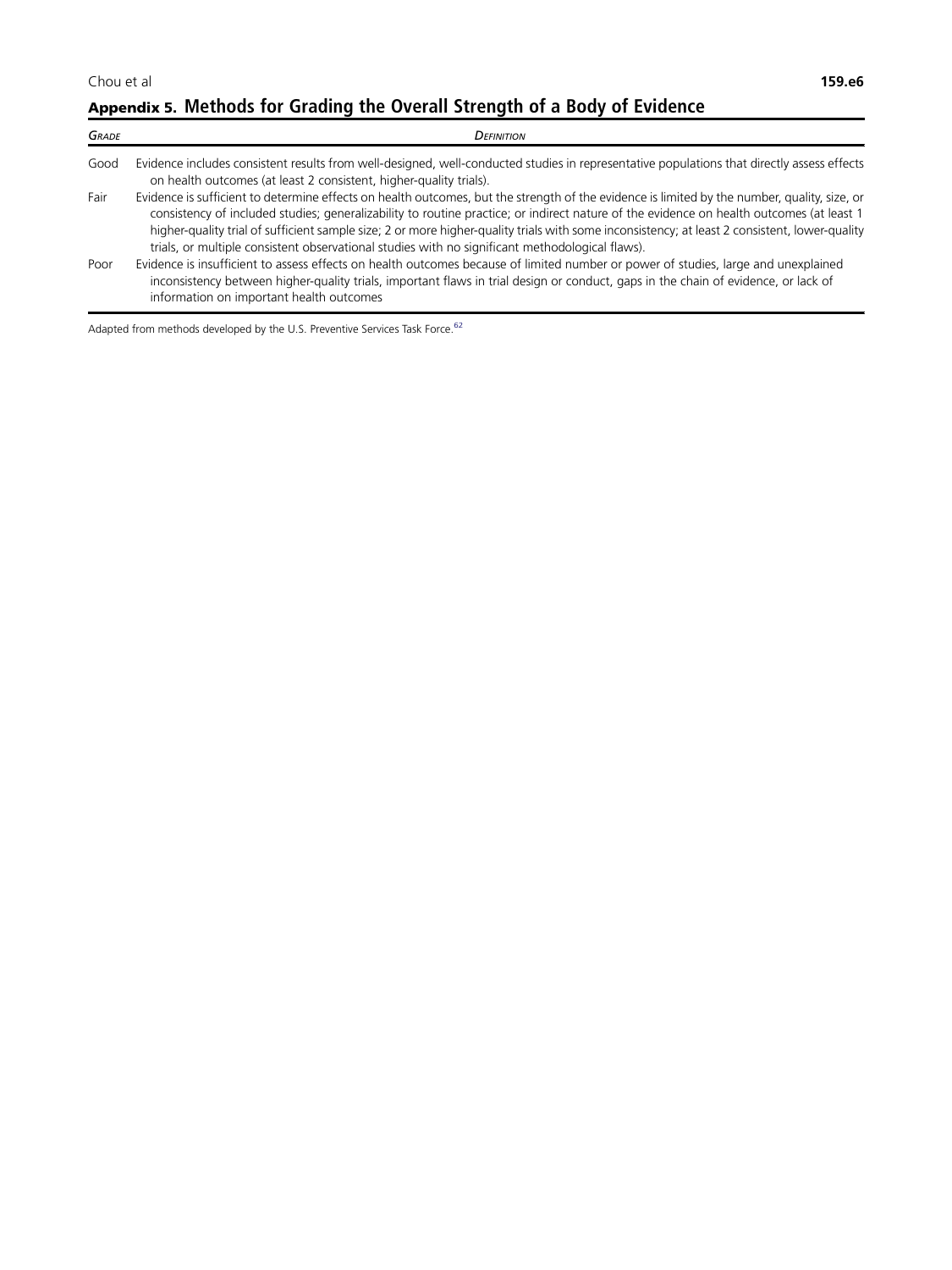## Appendix 5. Methods for Grading the Overall Strength of a Body of Evidence

| *Grade* | *Definition* |
| --- | --- |
| Good | Evidence includes consistent results from well-designed, well-conducted studies in representative populations that directly assess effects on health outcomes (at least 2 consistent, higher-quality trials). |
| Fair | Evidence is sufficient to determine effects on health outcomes, but the strength of the evidence is limited by the number, quality, size, or consistency of included studies; generalizability to routine practice; or indirect nature of the evidence on health outcomes (at least 1 higher-quality trial of sufficient sample size; 2 or more higher-quality trials with some inconsistency; at least 2 consistent, lower-quality trials, or multiple consistent observational studies with no significant methodological flaws). |
| Poor | Evidence is insufficient to assess effects on health outcomes because of limited number or power of studies, large and unexplained inconsistency between higher-quality trials, important flaws in trial design or conduct, gaps in the chain of evidence, or lack of information on important health outcomes |

Adapted from methods developed by the U.S. Preventive Services Task Force.[62]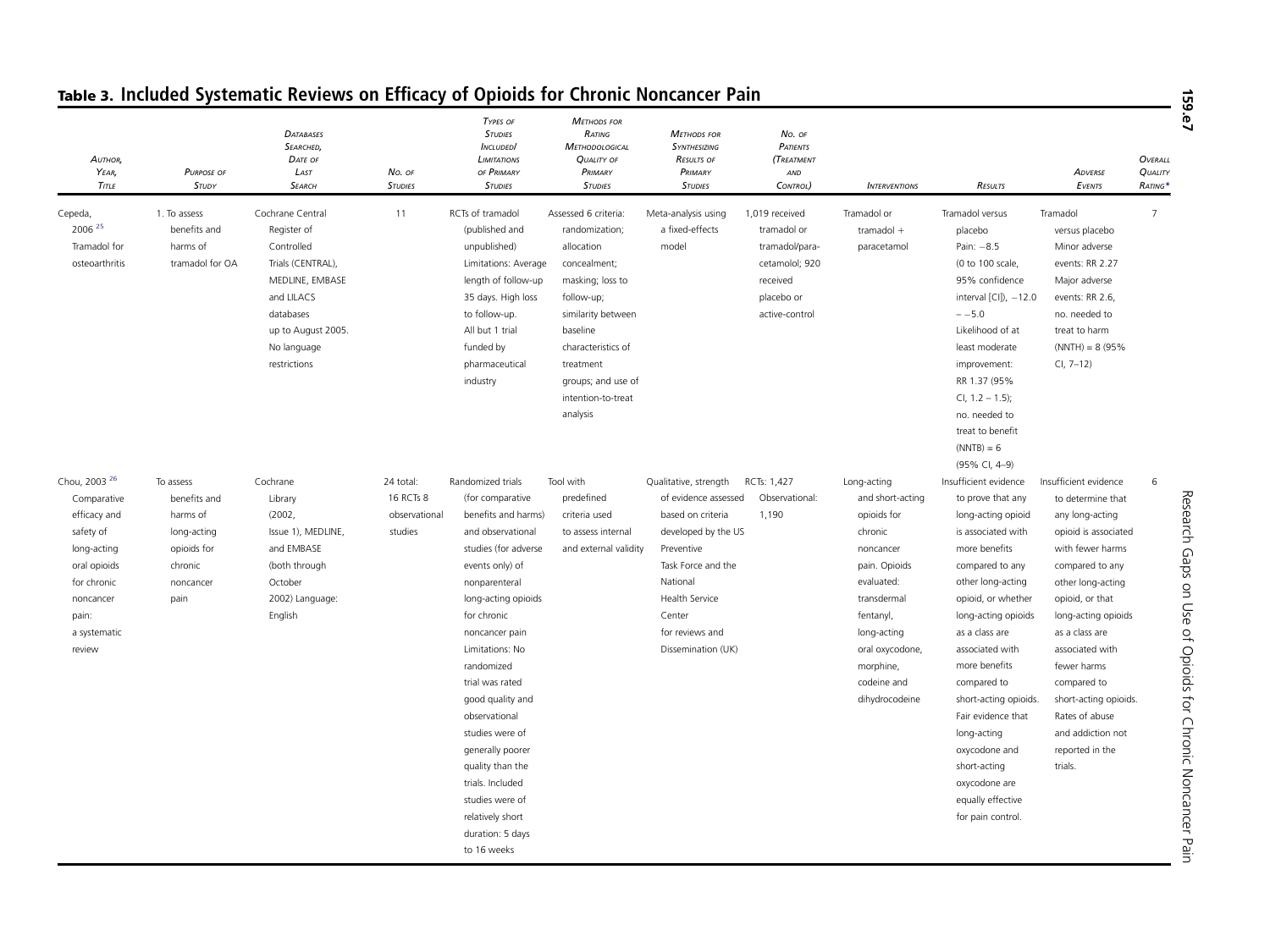## Table 3. Included Systematic Reviews on Efficacy of Opioids for Chronic Noncancer Pain

| Author, Year, Title | Purpose of Study | Databases Searched, Date of Last Search | No. of Studies | Types of Studies Included/ Limitations of Primary Studies | Methods for Rating Methodological Quality of Primary Studies | Methods for Synthesizing Results of Primary Studies | No. of Patients (Treatment and Control) | Interventions | Results | Adverse Events | Overall Quality Rating* |
|---|---|---|---|---|---|---|---|---|---|---|---|
| Cepeda, 2006 [25] Tramadol for osteoarthritis | 1. To assess benefits and harms of tramadol for OA | Cochrane Central Register of Controlled Trials (CENTRAL), MEDLINE, EMBASE and LILACS databases up to August 2005. No language restrictions | 11 | RCTs of tramadol (published and unpublished) Limitations: Average length of follow-up 35 days. High loss to follow-up. All but 1 trial funded by pharmaceutical industry | Assessed 6 criteria: randomization; allocation concealment; masking; loss to follow-up; similarity between baseline characteristics of treatment groups; and use of intention-to-treat analysis | Meta-analysis using a fixed-effects model | 1,019 received tramadol or tramadol/para-cetamolol; 920 received placebo or active-control | Tramadol or tramadol + paracetamol | Tramadol versus placebo Pain: −8.5 (0 to 100 scale, 95% confidence interval [CI]), −12.0 – −5.0 Likelihood of at least moderate improvement: RR 1.37 (95% CI, 1.2 – 1.5); no. needed to treat to benefit (NNTB) = 6 (95% CI, 4–9) | Tramadol versus placebo Minor adverse events: RR 2.27 Major adverse events: RR 2.6, no. needed to treat to harm (NNTH) = 8 (95% CI, 7–12) | 7 |
| Chou, 2003 [26] Comparative efficacy and safety of long-acting oral opioids for chronic noncancer pain: a systematic review | To assess benefits and harms of long-acting opioids for chronic noncancer pain | Cochrane Library (2002, Issue 1), MEDLINE, and EMBASE (both through October 2002) Language: English | 24 total: 16 RCTs 8 observational studies | Randomized trials (for comparative benefits and harms) and observational studies (for adverse events only) of nonparenteral long-acting opioids for chronic noncancer pain Limitations: No randomized trial was rated good quality and observational studies were of generally poorer quality than the trials. Included studies were of relatively short duration: 5 days to 16 weeks | Tool with predefined criteria used to assess internal and external validity | Qualitative, strength of evidence assessed based on criteria developed by the US Preventive Task Force and the National Health Service Center for reviews and Dissemination (UK) | RCTs: 1,427 Observational: 1,190 | Long-acting and short-acting opioids for chronic noncancer pain. Opioids evaluated: transdermal fentanyl, long-acting oral oxycodone, morphine, codeine and dihydrocodeine | Insufficient evidence to prove that any long-acting opioid is associated with more benefits compared to any other long-acting opioid, or whether long-acting opioids as a class are associated with more benefits compared to short-acting opioids. Fair evidence that long-acting oxycodone and short-acting oxycodone are equally effective for pain control. | Insufficient evidence to determine that any long-acting opioid is associated with fewer harms compared to any other long-acting opioid, or that long-acting opioids as a class are associated with fewer harms compared to short-acting opioids. Rates of abuse and addiction not reported in the trials. | 6 |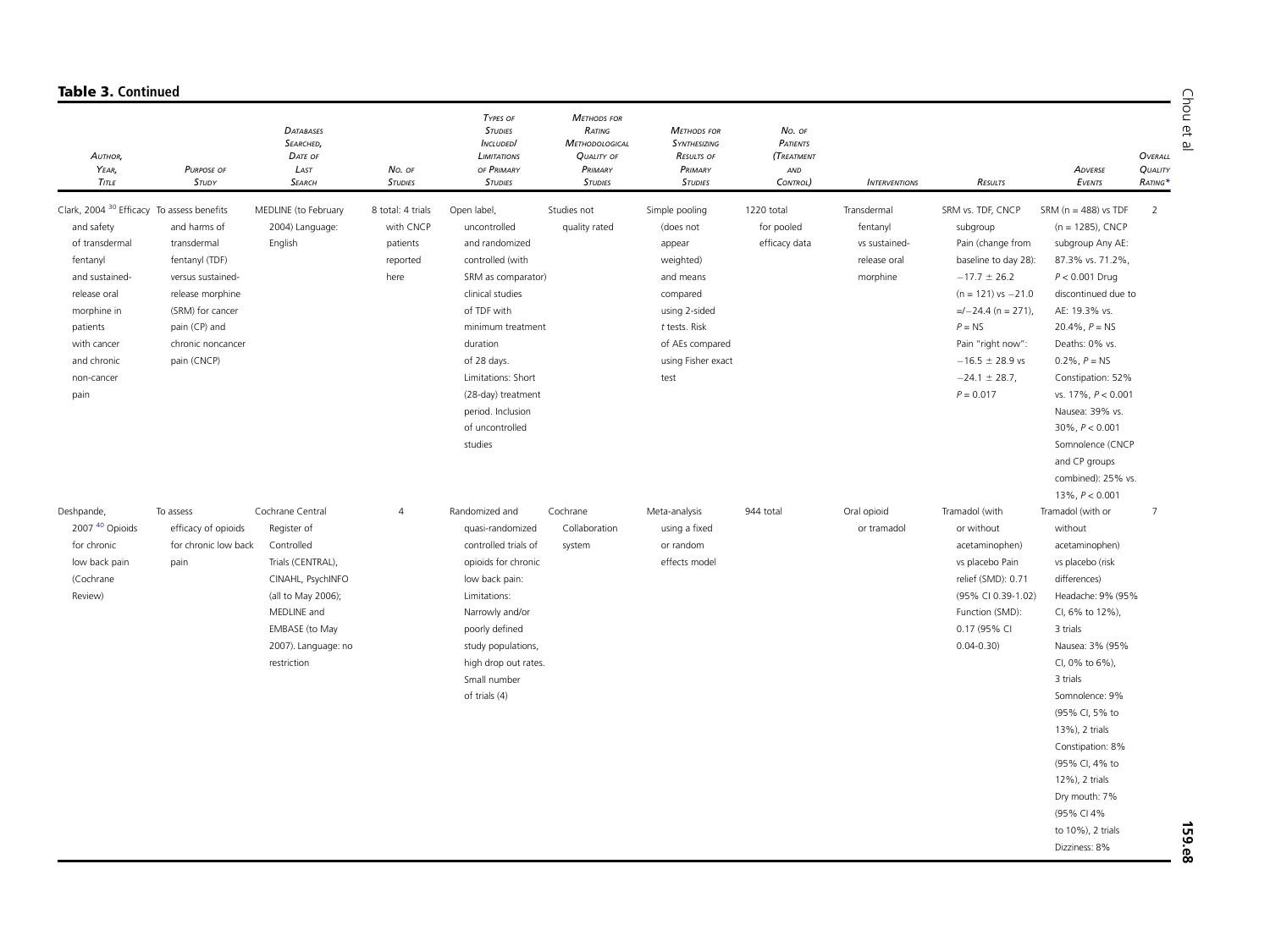**Table 3. Continued**

| Author, Year, Title | Purpose of Study | Databases Searched, Date of Last Search | No. of Studies | Types of Studies Included/ Limitations of Primary Studies | Methods for Rating Methodological Quality of Primary Studies | Methods for Synthesizing Results of Primary Studies | No. of Patients (Treatment and Control) | Interventions | Results | Adverse Events | Overall Quality Rating* |
|---|---|---|---|---|---|---|---|---|---|---|---|
| Clark, 2004 [30] Efficacy and safety of transdermal fentanyl and sustained-release oral morphine in patients with cancer and chronic non-cancer pain | To assess benefits and harms of transdermal fentanyl (TDF) versus sustained-release morphine (SRM) for cancer pain (CP) and chronic noncancer pain (CNCP) | MEDLINE (to February 2004) Language: English | 8 total: 4 trials with CNCP patients reported here | Open label, uncontrolled and randomized controlled (with SRM as comparator) clinical studies of TDF with minimum treatment duration of 28 days. Limitations: Short (28-day) treatment period. Inclusion of uncontrolled studies | Studies not quality rated | Simple pooling (does not appear weighted) and means compared using 2-sided $t$ tests. Risk of AEs compared using Fisher exact test | 1220 total for pooled efficacy data | Transdermal fentanyl vs sustained-release oral morphine | SRM vs. TDF, CNCP subgroup Pain (change from baseline to day 28): $-17.7 \pm 26.2$ (n = 121) vs $-21.0$ =/$-24.4$ (n = 271), $P$ = NS Pain "right now": $-16.5 \pm 28.9$ vs $-24.1 \pm 28.7$, $P = 0.017$ | SRM (n = 488) vs TDF (n = 1285), CNCP subgroup Any AE: 87.3% vs. 71.2%, $P < 0.001$ Drug discontinued due to AE: 19.3% vs. 20.4%, $P$ = NS Deaths: 0% vs. 0.2%, $P$ = NS Constipation: 52% vs. 17%, $P < 0.001$ Nausea: 39% vs. 30%, $P < 0.001$ Somnolence (CNCP and CP groups combined): 25% vs. 13%, $P < 0.001$ | 2 |
| Deshpande, 2007 [40] Opioids for chronic low back pain (Cochrane Review) | To assess efficacy of opioids for chronic low back pain | Cochrane Central Register of Controlled Trials (CENTRAL), CINAHL, PsychINFO (all to May 2006); MEDLINE and EMBASE (to May 2007). Language: no restriction | 4 | Randomized and quasi-randomized controlled trials of opioids for chronic low back pain: Limitations: Narrowly and/or poorly defined study populations, high drop out rates. Small number of trials (4) | Cochrane Collaboration system | Meta-analysis using a fixed or random effects model | 944 total | Oral opioid or tramadol | Tramadol (with or without acetaminophen) vs placebo Pain relief (SMD): 0.71 (95% CI 0.39-1.02) Function (SMD): 0.17 (95% CI 0.04-0.30) | Tramadol (with or without acetaminophen) vs placebo (risk differences) Headache: 9% (95% CI, 6% to 12%), 3 trials Nausea: 3% (95% CI, 0% to 6%), 3 trials Somnolence: 9% (95% CI, 5% to 13%), 2 trials Constipation: 8% (95% CI, 4% to 12%), 2 trials Dry mouth: 7% (95% CI 4% to 10%), 2 trials Dizziness: 8% | 7 |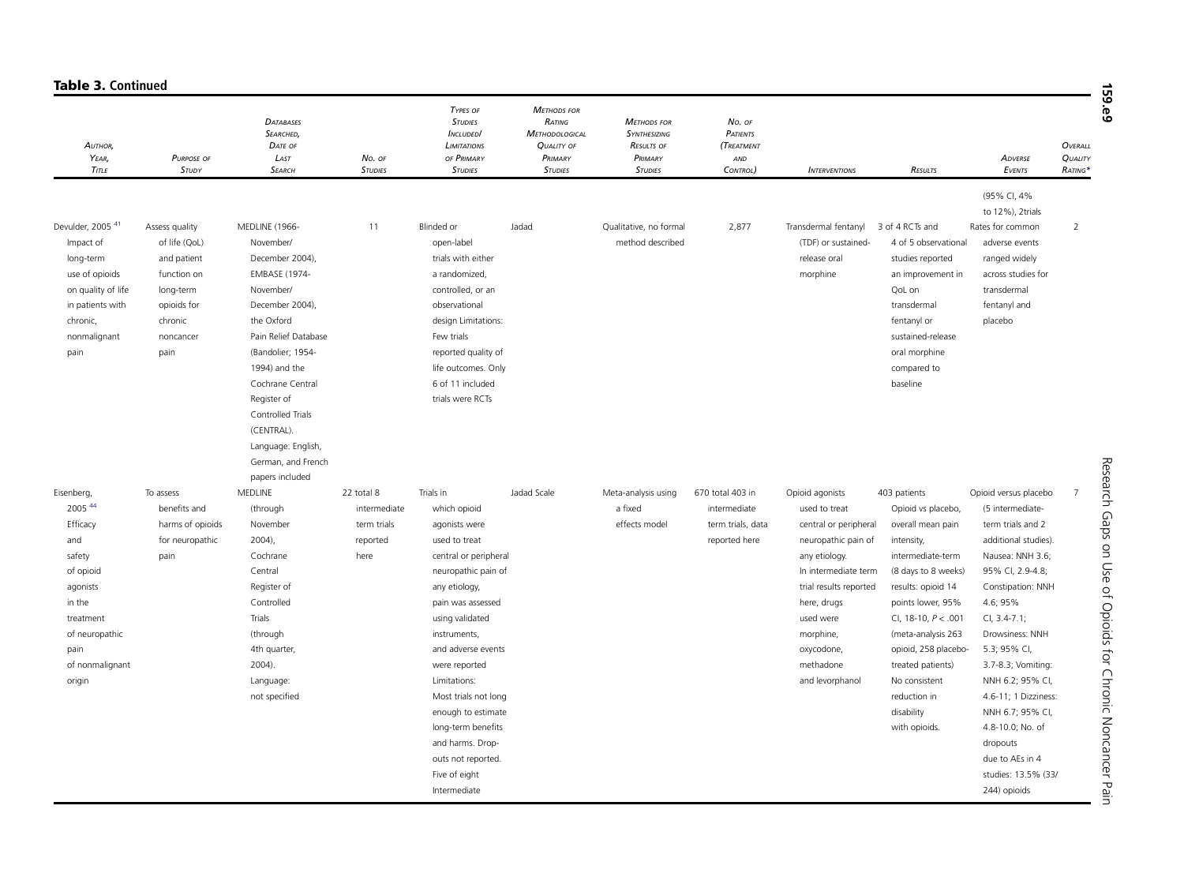**Table 3. Continued**

| Author, Year, Title | Purpose of Study | Databases Searched, Date of Last Search | No. of Studies | Types of Studies Included/ Limitations of Primary Studies | Methods for Rating Methodological Quality of Primary Studies | Methods for Synthesizing Results of Primary Studies | No. of Patients (Treatment and Control) | Interventions | Results | Adverse Events | Overall Quality Rating* |
|---|---|---|---|---|---|---|---|---|---|---|---|
| | | | | | | | | | | (95% CI, 4% to 12%), 2trials | |
| Devulder, 2005 [41] Impact of long-term use of opioids on quality of life in patients with chronic, nonmalignant pain | Assess quality of life (QoL) and patient function on long-term opioids for chronic noncancer pain | MEDLINE (1966-November/ December 2004), EMBASE (1974-November/ December 2004), the Oxford Pain Relief Database (Bandolier; 1954-1994) and the Cochrane Central Register of Controlled Trials (CENTRAL). Language: English, German, and French papers included | 11 | Blinded or open-label trials with either a randomized, controlled, or an observational design Limitations: Few trials reported quality of life outcomes. Only 6 of 11 included trials were RCTs | Jadad | Qualitative, no formal method described | 2,877 | Transdermal fentanyl (TDF) or sustained-release oral morphine | 3 of 4 RCTs and 4 of 5 observational studies reported an improvement in QoL on transdermal fentanyl or sustained-release oral morphine compared to baseline | Rates for common adverse events ranged widely across studies for transdermal fentanyl and placebo | 2 |
| Eisenberg, 2005 [44] Efficacy and safety of opioid agonists in the treatment of neuropathic pain of nonmalignant origin | To assess benefits and harms of opioids for neuropathic pain | MEDLINE (through November 2004), Cochrane Central Register of Controlled Trials (through 4th quarter, 2004). Language: not specified | 22 total 8 intermediate term trials reported here | Trials in which opioid agonists were used to treat central or peripheral neuropathic pain of any etiology, pain was assessed using validated instruments, and adverse events were reported Limitations: Most trials not long enough to estimate long-term benefits and harms. Drop-outs not reported. Five of eight Intermediate | Jadad Scale | Meta-analysis using a fixed effects model | 670 total 403 in intermediate term trials, data reported here | Opioid agonists used to treat central or peripheral neuropathic pain of any etiology. In intermediate term trial results reported here, drugs used were morphine, oxycodone, methadone and levorphanol | 403 patients Opioid vs placebo, overall mean pain intensity, intermediate-term (8 days to 8 weeks) results: opioid 14 points lower, 95% CI, 18-10, $P < .001$ (meta-analysis 263 opioid, 258 placebo-treated patients) No consistent reduction in disability with opioids. | Opioid versus placebo (5 intermediate-term trials and 2 additional studies). Nausea: NNH 3.6; 95% CI, 2.9-4.8; Constipation: NNH 4.6; 95% CI, 3.4-7.1; Drowsiness: NNH 5.3; 95% CI, 3.7-8.3; Vomiting: NNH 6.2; 95% CI, 4.6-11; 1 Dizziness: NNH 6.7; 95% CI, 4.8-10.0; No. of dropouts due to AEs in 4 studies: 13.5% (33/ 244) opioids | 7 |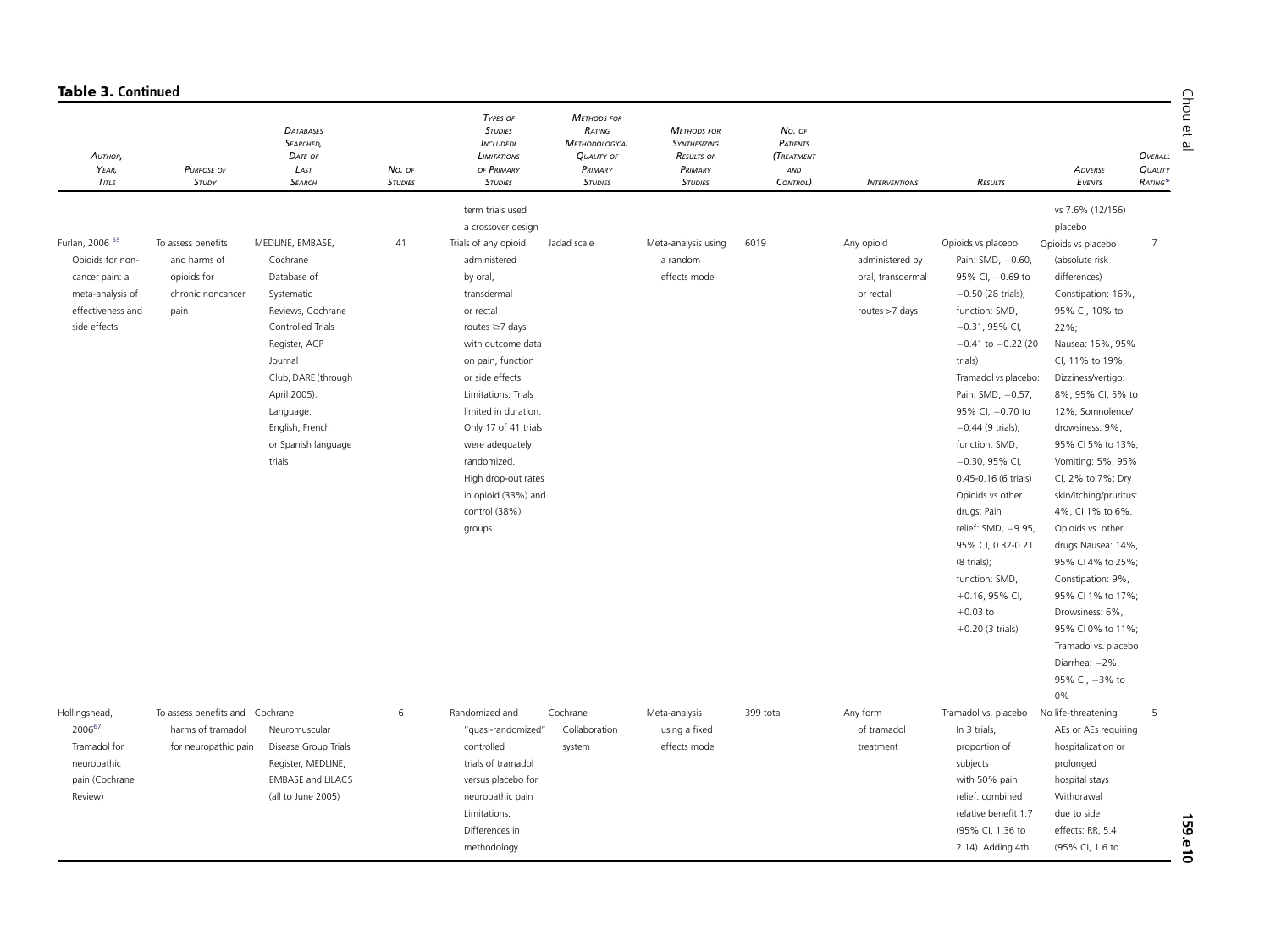**Table 3. Continued**

| Author, Year, Title | Purpose of Study | Databases Searched, Date of Last Search | No. of Studies | Types of Studies Included/ Limitations of Primary Studies | Methods for Rating Methodological Quality of Primary Studies | Methods for Synthesizing Results of Primary Studies | No. of Patients (Treatment and Control) | Interventions | Results | Adverse Events | Overall Quality Rating* |
|---|---|---|---|---|---|---|---|---|---|---|---|
| | | | | term trials used a crossover design | | | | | | vs 7.6% (12/156) placebo | |
| Furlan, 2006 [53] Opioids for non-cancer pain: a meta-analysis of effectiveness and side effects | To assess benefits and harms of opioids for chronic noncancer pain | MEDLINE, EMBASE, Cochrane Database of Systematic Reviews, Cochrane Controlled Trials Register, ACP Journal Club, DARE (through April 2005). Language: English, French or Spanish language trials | 41 | Trials of any opioid administered by oral, transdermal or rectal routes ≥7 days with outcome data on pain, function or side effects Limitations: Trials limited in duration. Only 17 of 41 trials were adequately randomized. High drop-out rates in opioid (33%) and control (38%) groups | Jadad scale | Meta-analysis using a random effects model | 6019 | Any opioid administered by oral, transdermal or rectal routes >7 days | Opioids vs placebo Pain: SMD, −0.60, 95% CI, −0.69 to −0.50 (28 trials); function: SMD, −0.31, 95% CI, −0.41 to −0.22 (20 trials) Tramadol vs placebo: Pain: SMD, −0.57, 95% CI, −0.70 to −0.44 (9 trials); function: SMD, −0.30, 95% CI, 0.45-0.16 (6 trials) Opioids vs other drugs: Pain relief: SMD, −9.95, 95% CI, 0.32-0.21 (8 trials); function: SMD, +0.16, 95% CI, +0.03 to +0.20 (3 trials) | Opioids vs placebo (absolute risk differences) Constipation: 16%, 95% CI, 10% to 22%; Nausea: 15%, 95% CI, 11% to 19%; Dizziness/vertigo: 8%, 95% CI, 5% to 12%; Somnolence/ drowsiness: 9%, 95% CI 5% to 13%; Vomiting: 5%, 95% CI, 2% to 7%; Dry skin/itching/pruritus: 4%, CI 1% to 6%. Opioids vs. other drugs Nausea: 14%, 95% CI 4% to 25%; Constipation: 9%, 95% CI 1% to 17%; Drowsiness: 6%, 95% CI 0% to 11%; Tramadol vs. placebo Diarrhea: −2%, 95% CI, −3% to 0% | 7 |
| Hollingshead, 2006[67] Tramadol for neuropathic pain (Cochrane Review) | To assess benefits and harms of tramadol for neuropathic pain | Cochrane Neuromuscular Disease Group Trials Register, MEDLINE, EMBASE and LILACS (all to June 2005) | 6 | Randomized and "quasi-randomized" controlled trials of tramadol versus placebo for neuropathic pain Limitations: Differences in methodology | Cochrane Collaboration system | Meta-analysis using a fixed effects model | 399 total | Any form of tramadol treatment | Tramadol vs. placebo In 3 trials, proportion of subjects with 50% pain relief: combined relative benefit 1.7 (95% CI, 1.36 to 2.14). Adding 4th | No life-threatening AEs or AEs requiring hospitalization or prolonged hospital stays Withdrawal due to side effects: RR, 5.4 (95% CI, 1.6 to | 5 |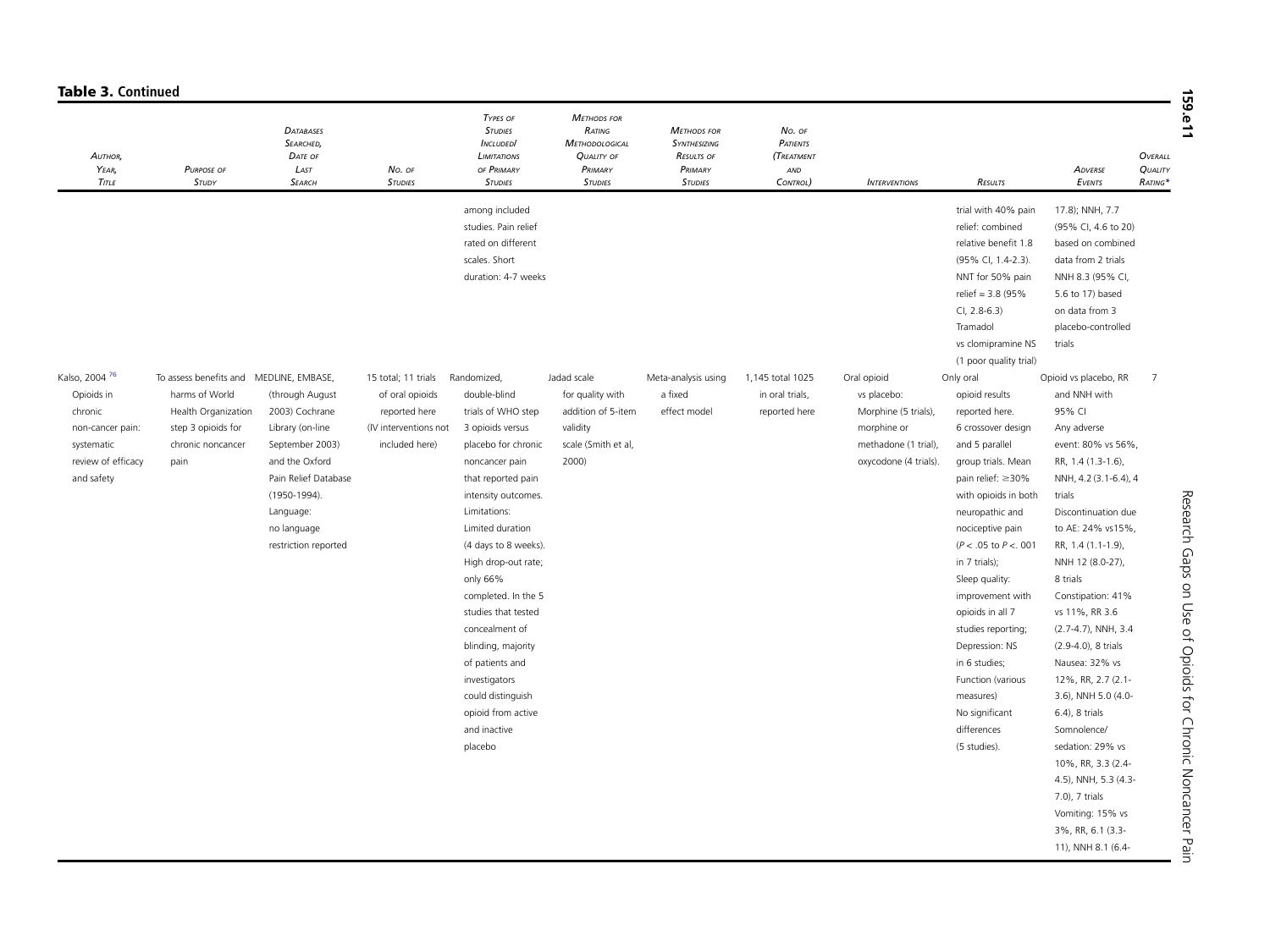**Table 3. Continued**

| Author, Year, Title | Purpose of Study | Databases Searched, Date of Last Search | No. of Studies | Types of Studies Included/ Limitations of Primary Studies | Methods for Rating Methodological Quality of Primary Studies | Methods for Synthesizing Results of Primary Studies | No. of Patients (Treatment and Control) | Interventions | Results | Adverse Events | Overall Quality Rating* |
|---|---|---|---|---|---|---|---|---|---|---|---|
| | | | | among included studies. Pain relief rated on different scales. Short duration: 4-7 weeks | | | | | trial with 40% pain relief: combined relative benefit 1.8 (95% CI, 1.4-2.3). NNT for 50% pain relief = 3.8 (95% CI, 2.8-6.3) Tramadol vs clomipramine NS (1 poor quality trial) | 17.8); NNH, 7.7 (95% CI, 4.6 to 20) based on combined data from 2 trials NNH 8.3 (95% CI, 5.6 to 17) based on data from 3 placebo-controlled trials | |
| Kalso, 2004 [76] Opioids in chronic non-cancer pain: systematic review of efficacy and safety | To assess benefits and harms of World Health Organization step 3 opioids for chronic noncancer pain | MEDLINE, EMBASE, (through August 2003) Cochrane Library (on-line September 2003) and the Oxford Pain Relief Database (1950-1994). Language: no language restriction reported | 15 total; 11 trials of oral opioids reported here (IV interventions not included here) | Randomized, double-blind trials of WHO step 3 opioids versus placebo for chronic noncancer pain that reported pain intensity outcomes. Limitations: Limited duration (4 days to 8 weeks). High drop-out rate; only 66% completed. In the 5 studies that tested concealment of blinding, majority of patients and investigators could distinguish opioid from active and inactive placebo | Jadad scale for quality with addition of 5-item validity scale (Smith et al, 2000) | Meta-analysis using a fixed effect model | 1,145 total 1025 in oral trials, reported here | Oral opioid vs placebo: Morphine (5 trials), morphine or methadone (1 trial), oxycodone (4 trials). | Only oral opioid results reported here. 6 crossover design and 5 parallel group trials. Mean pain relief: ≥30% with opioids in both neuropathic and nociceptive pain ($P < .05$ to $P < .001$ in 7 trials); Sleep quality: improvement with opioids in all 7 studies reporting; Depression: NS in 6 studies; Function (various measures) No significant differences (5 studies). | Opioid vs placebo, RR and NNH with 95% CI Any adverse event: 80% vs 56%, RR, 1.4 (1.3-1.6), NNH, 4.2 (3.1-6.4), 4 trials Discontinuation due to AE: 24% vs15%, RR, 1.4 (1.1-1.9), NNH 12 (8.0-27), 8 trials Constipation: 41% vs 11%, RR 3.6 (2.7-4.7), NNH, 3.4 (2.9-4.0), 8 trials Nausea: 32% vs 12%, RR, 2.7 (2.1-3.6), NNH 5.0 (4.0-6.4), 8 trials Somnolence/ sedation: 29% vs 10%, RR, 3.3 (2.4-4.5), NNH, 5.3 (4.3-7.0), 7 trials Vomiting: 15% vs 3%, RR, 6.1 (3.3-11), NNH 8.1 (6.4- | 7 |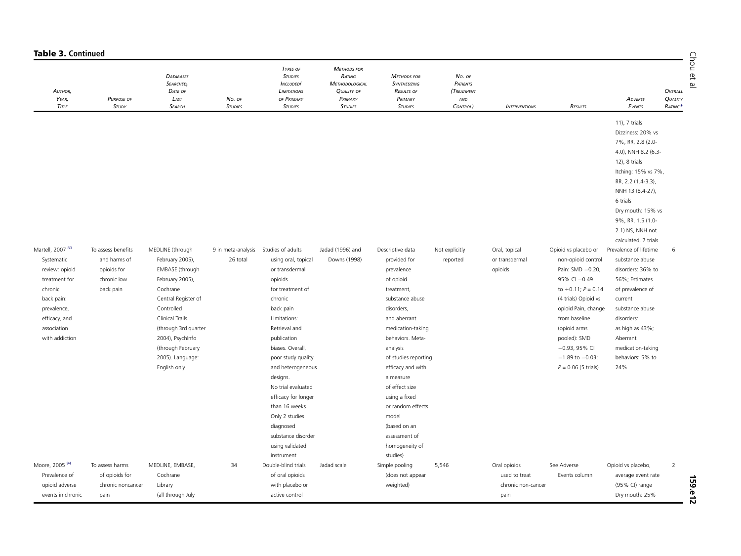**Table 3. Continued**

| Author, Year, Title | Purpose of Study | Databases Searched, Date of Last Search | No. of Studies | Types of Studies Included/ Limitations of Primary Studies | Methods for Rating Methodological Quality of Primary Studies | Methods for Synthesizing Results of Primary Studies | No. of Patients (Treatment and Control) | Interventions | Results | Adverse Events | Overall Quality Rating* |
|---|---|---|---|---|---|---|---|---|---|---|---|
| | | | | | | | | | | 11), 7 trials Dizziness: 20% vs 7%, RR, 2.8 (2.0-4.0), NNH 8.2 (6.3-12), 8 trials Itching: 15% vs 7%, RR, 2.2 (1.4-3.3), NNH 13 (8.4-27), 6 trials Dry mouth: 15% vs 9%, RR, 1.5 (1.0-2.1) NS, NNH not calculated, 7 trials | |
| Martell, 2007 [83] Systematic review: opioid treatment for chronic back pain: prevalence, efficacy, and association with addiction | To assess benefits and harms of opioids for chronic low back pain | MEDLINE (through February 2005), EMBASE (through February 2005), Cochrane Central Register of Controlled Clinical Trails (through 3rd quarter 2004), PsychInfo (through February 2005). Language: English only | 9 in meta-analysis 26 total | Studies of adults using oral, topical or transdermal opioids for treatment of chronic back pain Limitations: Retrieval and publication biases. Overall, poor study quality and heterogeneous designs. No trial evaluated efficacy for longer than 16 weeks. Only 2 studies diagnosed substance disorder using validated instrument | Jadad (1996) and Downs (1998) | Descriptive data provided for prevalence of opioid treatment, substance abuse disorders, and aberrant medication-taking behaviors. Meta-analysis of studies reporting efficacy and with a measure of effect size using a fixed or random effects model (based on an assessment of homogeneity of studies) | Not explicitly reported | Oral, topical or transdermal opioids | Opioid vs placebo or non-opioid control Pain: SMD −0.20, 95% CI −0.49 to +0.11; $P = 0.14$ (4 trials) Opioid vs opioid Pain, change from baseline (opioid arms pooled): SMD −0.93, 95% CI −1.89 to −0.03; $P = 0.06$ (5 trials) | Prevalence of lifetime substance abuse disorders: 36% to 56%; Estimates of prevalence of current substance abuse disorders: as high as 43%; Aberrant medication-taking behaviors: 5% to 24% | 6 |
| Moore, 2005 [94] Prevalence of opioid adverse events in chronic | To assess harms of opioids for chronic noncancer pain | MEDLINE, EMBASE, Cochrane Library (all through July | 34 | Double-blind trials of oral opioids with placebo or active control | Jadad scale | Simple pooling (does not appear weighted) | 5,546 | Oral opioids used to treat chronic non-cancer pain | See Adverse Events column | Opioid vs placebo, average event rate (95% CI) range Dry mouth: 25% | 2 |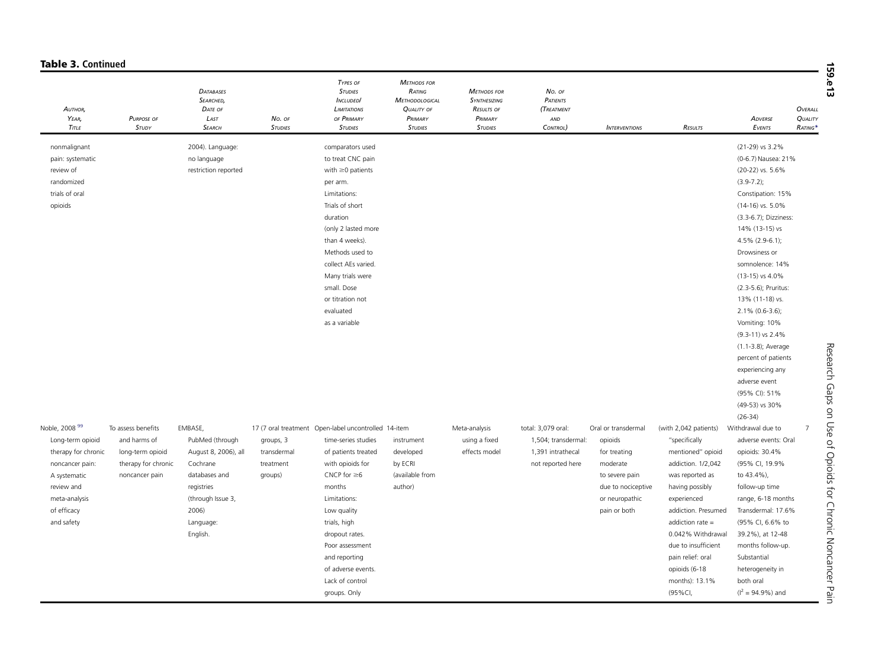## Table 3. Continued

| Author, Year, Title | Purpose of Study | Databases Searched, Date of Last Search | No. of Studies | Types of Studies Included/ Limitations of Primary Studies | Methods for Rating Methodological Quality of Primary Studies | Methods for Synthesizing Results of Primary Studies | No. of Patients (Treatment and Control) | Interventions | Results | Adverse Events | Overall Quality Rating* |
|---|---|---|---|---|---|---|---|---|---|---|---|
| nonmalignant pain: systematic review of randomized trials of oral opioids | | 2004). Language: no language restriction reported | | comparators used to treat CNC pain with ≥0 patients per arm. Limitations: Trials of short duration (only 2 lasted more than 4 weeks). Methods used to collect AEs varied. Many trials were small. Dose or titration not evaluated as a variable | | | | | | (21-29) vs 3.2% (0-6.7) Nausea: 21% (20-22) vs. 5.6% (3.9-7.2); Constipation: 15% (14-16) vs. 5.0% (3.3-6.7); Dizziness: 14% (13-15) vs 4.5% (2.9-6.1); Drowsiness or somnolence: 14% (13-15) vs 4.0% (2.3-5.6); Pruritus: 13% (11-18) vs. 2.1% (0.6-3.6); Vomiting: 10% (9.3-11) vs 2.4% (1.1-3.8); Average percent of patients experiencing any adverse event (95% CI): 51% (49-53) vs 30% (26-34) | |
| Noble, 2008 [99] Long-term opioid therapy for chronic noncancer pain: A systematic review and meta-analysis of efficacy and safety | To assess benefits and harms of long-term opioid therapy for chronic noncancer pain | EMBASE, PubMed (through August 8, 2006), all Cochrane databases and registries (through Issue 3, 2006) Language: English. | 17 (7 oral treatment groups, 3 transdermal treatment groups) | Open-label uncontrolled time-series studies of patients treated with opioids for CNCP for ≥6 months Limitations: Low quality trials, high dropout rates. Poor assessment and reporting of adverse events. Lack of control groups. Only | 14-item instrument developed by ECRI (available from author) | Meta-analysis using a fixed effects model | total: 3,079 oral: 1,504; transdermal: 1,391 intrathecal not reported here | Oral or transdermal opioids for treating moderate to severe pain due to nociceptive or neuropathic pain or both | (with 2,042 patients) "specifically mentioned" opioid addiction. 1/2,042 was reported as having possibly experienced addiction. Presumed addiction rate = 0.042% Withdrawal due to insufficient pain relief: oral opioids (6-18 months): 13.1% (95%CI, | Withdrawal due to adverse events: Oral opioids: 30.4% (95% CI, 19.9% to 43.4%), follow-up time range, 6-18 months Transdermal: 17.6% (95% CI, 6.6% to 39.2%), at 12-48 months follow-up. Substantial heterogeneity in both oral ($I^2$ = 94.9%) and | 7 |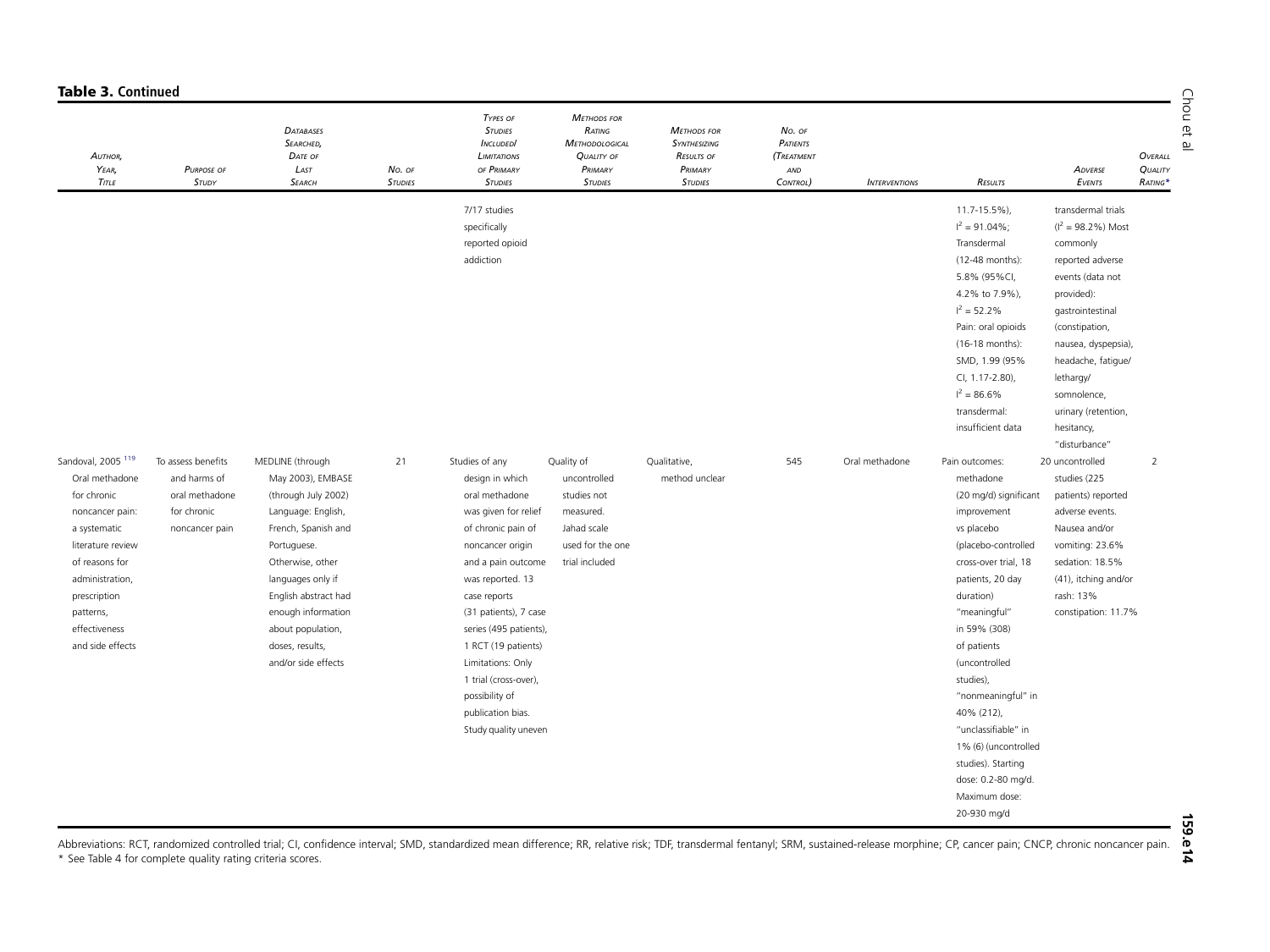**Table 3. Continued**

| Author, Year, Title | Purpose of Study | Databases Searched, Date of Last Search | No. of Studies | Types of Studies Included/ Limitations of Primary Studies | Methods for Rating Methodological Quality of Primary Studies | Methods for Synthesizing Results of Primary Studies | No. of Patients (Treatment and Control) | Interventions | Results | Adverse Events | Overall Quality Rating* |
|---|---|---|---|---|---|---|---|---|---|---|---|
| | | | | 7/17 studies specifically reported opioid addiction | | | | | 11.7-15.5%), $I^2 = 91.04\%$; Transdermal (12-48 months): 5.8% (95%CI, 4.2% to 7.9%), $I^2 = 52.2\%$ Pain: oral opioids (16-18 months): SMD, 1.99 (95% CI, 1.17-2.80), $I^2 = 86.6\%$ transdermal: insufficient data | transdermal trials ($I^2 = 98.2\%$) Most commonly reported adverse events (data not provided): gastrointestinal (constipation, nausea, dyspepsia), headache, fatigue/ lethargy/ somnolence, urinary (retention, hesitancy, "disturbance" | |
| Sandoval, 2005 [119] Oral methadone for chronic noncancer pain: a systematic literature review of reasons for administration, prescription patterns, effectiveness and side effects | To assess benefits and harms of oral methadone for chronic noncancer pain | MEDLINE (through May 2003), EMBASE (through July 2002) Language: English, French, Spanish and Portuguese. Otherwise, other languages only if English abstract had enough information about population, doses, results, and/or side effects | 21 | Studies of any design in which oral methadone was given for relief of chronic pain of noncancer origin and a pain outcome was reported. 13 case reports (31 patients), 7 case series (495 patients), 1 RCT (19 patients) Limitations: Only 1 trial (cross-over), possibility of publication bias. Study quality uneven | Quality of uncontrolled studies not measured. Jahad scale used for the one trial included | Qualitative, method unclear | 545 | Oral methadone | Pain outcomes: methadone (20 mg/d) significant improvement vs placebo (placebo-controlled cross-over trial, 18 patients, 20 day duration) "meaningful" in 59% (308) of patients (uncontrolled studies), "nonmeaningful" in 40% (212), "unclassifiable" in 1% (6) (uncontrolled studies). Starting dose: 0.2-80 mg/d. Maximum dose: 20-930 mg/d | 20 uncontrolled studies (225 patients) reported adverse events. Nausea and/or vomiting: 23.6% sedation: 18.5% (41), itching and/or rash: 13% constipation: 11.7% | 2 |

Abbreviations: RCT, randomized controlled trial; CI, confidence interval; SMD, standardized mean difference; RR, relative risk; TDF, transdermal fentanyl; SRM, sustained-release morphine; CP, cancer pain; CNCP, chronic noncancer pain.
* See Table 4 for complete quality rating criteria scores.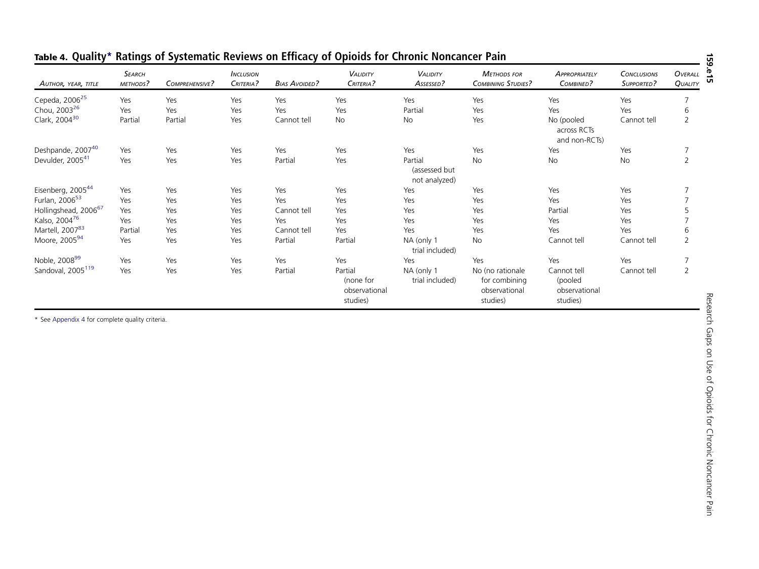## Table 4. Quality* Ratings of Systematic Reviews on Efficacy of Opioids for Chronic Noncancer Pain

| Author, year, title | Search methods? | Comprehensive? | Inclusion Criteria? | Bias Avoided? | Validity Criteria? | Validity Assessed? | Methods for Combining Studies? | Appropriately Combined? | Conclusions Supported? | Overall Quality |
|---|---|---|---|---|---|---|---|---|---|---|
| Cepeda, 2006[25] | Yes | Yes | Yes | Yes | Yes | Yes | Yes | Yes | Yes | 7 |
| Chou, 2003[26] | Yes | Yes | Yes | Yes | Yes | Partial | Yes | Yes | Yes | 6 |
| Clark, 2004[30] | Partial | Partial | Yes | Cannot tell | No | No | Yes | No (pooled across RCTs and non-RCTs) | Cannot tell | 2 |
| Deshpande, 2007[40] | Yes | Yes | Yes | Yes | Yes | Yes | Yes | Yes | Yes | 7 |
| Devulder, 2005[41] | Yes | Yes | Yes | Partial | Yes | Partial (assessed but not analyzed) | No | No | No | 2 |
| Eisenberg, 2005[44] | Yes | Yes | Yes | Yes | Yes | Yes | Yes | Yes | Yes | 7 |
| Furlan, 2006[53] | Yes | Yes | Yes | Yes | Yes | Yes | Yes | Yes | Yes | 7 |
| Hollingshead, 2006[67] | Yes | Yes | Yes | Cannot tell | Yes | Yes | Yes | Partial | Yes | 5 |
| Kalso, 2004[76] | Yes | Yes | Yes | Yes | Yes | Yes | Yes | Yes | Yes | 7 |
| Martell, 2007[83] | Partial | Yes | Yes | Cannot tell | Yes | Yes | Yes | Yes | Yes | 6 |
| Moore, 2005[94] | Yes | Yes | Yes | Partial | Partial | NA (only 1 trial included) | No | Cannot tell | Cannot tell | 2 |
| Noble, 2008[99] | Yes | Yes | Yes | Yes | Yes | Yes | Yes | Yes | Yes | 7 |
| Sandoval, 2005[119] | Yes | Yes | Yes | Partial | Partial (none for observational studies) | NA (only 1 trial included) | No (no rationale for combining observational studies) | Cannot tell (pooled observational studies) | Cannot tell | 2 |

* See Appendix 4 for complete quality criteria.